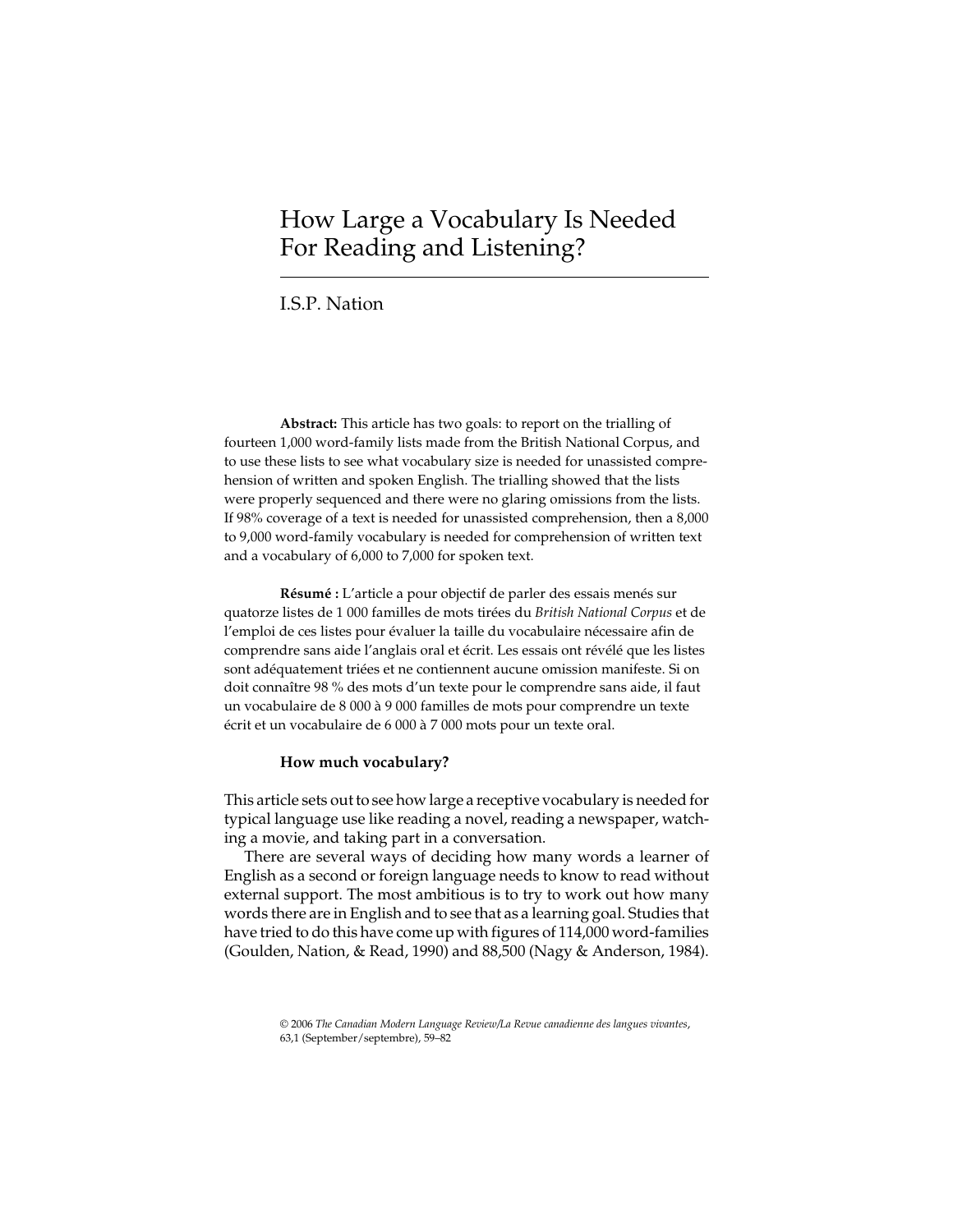# How Large a Vocabulary Is Needed For Reading and Listening?

I.S.P. Nation

**Abstract:** This article has two goals: to report on the trialling of fourteen 1,000 word-family lists made from the British National Corpus, and to use these lists to see what vocabulary size is needed for unassisted comprehension of written and spoken English. The trialling showed that the lists were properly sequenced and there were no glaring omissions from the lists. If 98% coverage of a text is needed for unassisted comprehension, then a 8,000 to 9,000 word-family vocabulary is needed for comprehension of written text and a vocabulary of 6,000 to 7,000 for spoken text.

**Résumé :** L'article a pour objectif de parler des essais menés sur quatorze listes de 1 000 familles de mots tirées du *British National Corpus* et de l'emploi de ces listes pour évaluer la taille du vocabulaire nécessaire afin de comprendre sans aide l'anglais oral et écrit. Les essais ont révélé que les listes sont adéquatement triées et ne contiennent aucune omission manifeste. Si on doit connaître 98 % des mots d'un texte pour le comprendre sans aide, il faut un vocabulaire de 8 000 à 9 000 familles de mots pour comprendre un texte écrit et un vocabulaire de 6 000 à 7 000 mots pour un texte oral.

## How much vocabulary?

This article sets out to see how large a receptive vocabulary is needed for typical language use like reading a novel, reading a newspaper, watching a movie, and taking part in a conversation.

There are several ways of deciding how many words a learner of English as a second or foreign language needs to know to read without external support. The most ambitious is to try to work out how many words there are in English and to see that as a learning goal. Studies that have tried to do this have come up with figures of 114,000 word-families (Goulden, Nation, & Read, 1990) and 88,500 (Nagy & Anderson, 1984).

© 2006 *The Canadian Modern Language Review/La Revue canadienne des langues vivantes*, 63,1 (September/septembre), 59–82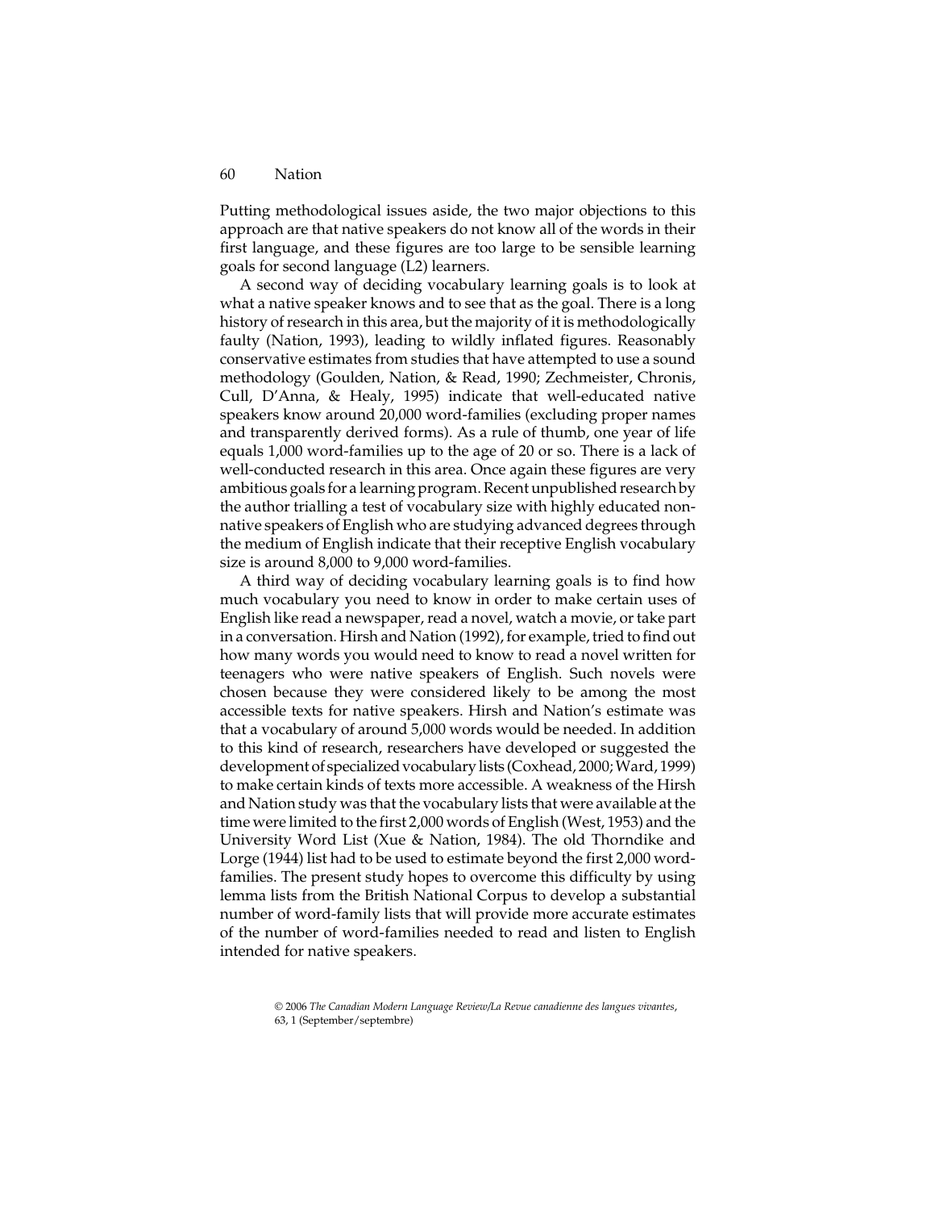Putting methodological issues aside, the two major objections to this approach are that native speakers do not know all of the words in their first language, and these figures are too large to be sensible learning goals for second language (L2) learners.

A second way of deciding vocabulary learning goals is to look at what a native speaker knows and to see that as the goal. There is a long history of research in this area, but the majority of it is methodologically faulty (Nation, 1993), leading to wildly inflated figures. Reasonably conservative estimates from studies that have attempted to use a sound methodology (Goulden, Nation, & Read, 1990; Zechmeister, Chronis, Cull, D'Anna, & Healy, 1995) indicate that well-educated native speakers know around 20,000 word-families (excluding proper names and transparently derived forms). As a rule of thumb, one year of life equals 1,000 word-families up to the age of 20 or so. There is a lack of well-conducted research in this area. Once again these figures are very ambitious goals for a learning program. Recent unpublished research by the author trialling a test of vocabulary size with highly educated non-native speakers of English who are studying advanced degrees through the medium of English indicate that their receptive English vocabulary size is around 8,000 to 9,000 word-families.

A third way of deciding vocabulary learning goals is to find how much vocabulary you need to know in order to make certain uses of English like read a newspaper, read a novel, watch a movie, or take part in a conversation. Hirsh and Nation (1992), for example, tried to find out how many words you would need to know to read a novel written for teenagers who were native speakers of English. Such novels were chosen because they were considered likely to be among the most accessible texts for native speakers. Hirsh and Nation's estimate was that a vocabulary of around 5,000 words would be needed. In addition to this kind of research, researchers have developed or suggested the development of specialized vocabulary lists (Coxhead, 2000; Ward, 1999) to make certain kinds of texts more accessible. A weakness of the Hirsh and Nation study was that the vocabulary lists that were available at the time were limited to the first 2,000 words of English (West, 1953) and the University Word List (Xue & Nation, 1984). The old Thorndike and Lorge (1944) list had to be used to estimate beyond the first 2,000 word-families. The present study hopes to overcome this difficulty by using lemma lists from the British National Corpus to develop a substantial number of word-family lists that will provide more accurate estimates of the number of word-families needed to read and listen to English intended for native speakers.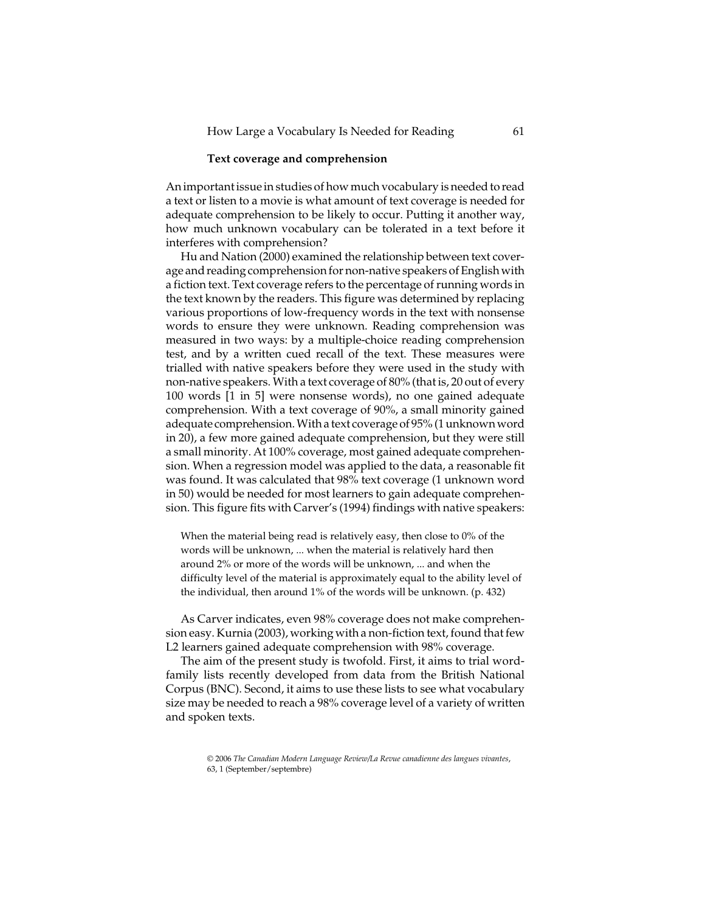### Text coverage and comprehension

An important issue in studies of how much vocabulary is needed to read a text or listen to a movie is what amount of text coverage is needed for adequate comprehension to be likely to occur. Putting it another way, how much unknown vocabulary can be tolerated in a text before it interferes with comprehension?

Hu and Nation (2000) examined the relationship between text coverage and reading comprehension for non-native speakers of English with a fiction text. Text coverage refers to the percentage of running words in the text known by the readers. This figure was determined by replacing various proportions of low-frequency words in the text with nonsense words to ensure they were unknown. Reading comprehension was measured in two ways: by a multiple-choice reading comprehension test, and by a written cued recall of the text. These measures were trialled with native speakers before they were used in the study with non-native speakers. With a text coverage of 80% (that is, 20 out of every 100 words [1 in 5] were nonsense words), no one gained adequate comprehension. With a text coverage of 90%, a small minority gained adequate comprehension. With a text coverage of 95% (1 unknown word in 20), a few more gained adequate comprehension, but they were still a small minority. At 100% coverage, most gained adequate comprehension. When a regression model was applied to the data, a reasonable fit was found. It was calculated that 98% text coverage (1 unknown word in 50) would be needed for most learners to gain adequate comprehension. This figure fits with Carver's (1994) findings with native speakers:

> When the material being read is relatively easy, then close to 0% of the words will be unknown, ... when the material is relatively hard then around 2% or more of the words will be unknown, ... and when the difficulty level of the material is approximately equal to the ability level of the individual, then around 1% of the words will be unknown. (p. 432)

As Carver indicates, even 98% coverage does not make comprehension easy. Kurnia (2003), working with a non-fiction text, found that few L2 learners gained adequate comprehension with 98% coverage.

The aim of the present study is twofold. First, it aims to trial word-family lists recently developed from data from the British National Corpus (BNC). Second, it aims to use these lists to see what vocabulary size may be needed to reach a 98% coverage level of a variety of written and spoken texts.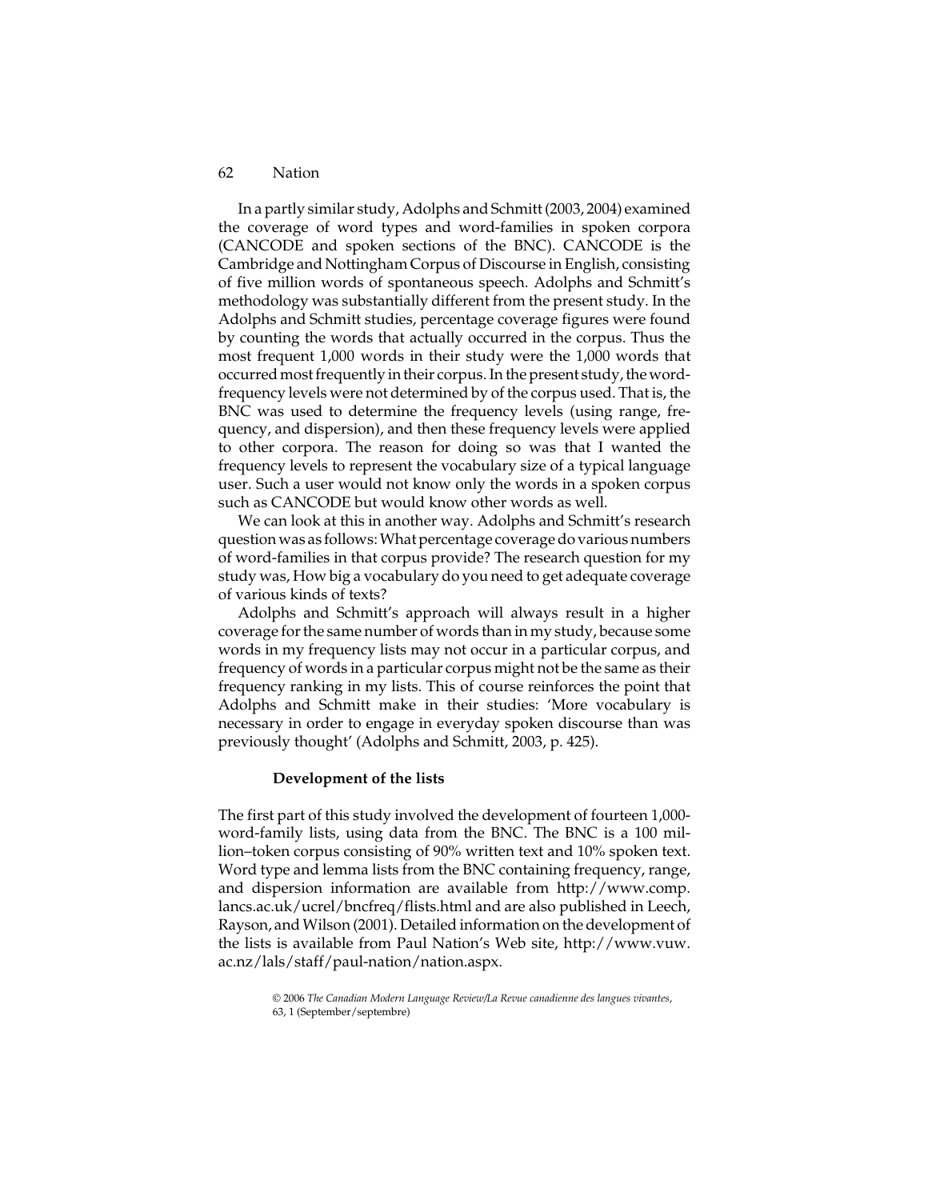In a partly similar study, Adolphs and Schmitt (2003, 2004) examined the coverage of word types and word-families in spoken corpora (CANCODE and spoken sections of the BNC). CANCODE is the Cambridge and Nottingham Corpus of Discourse in English, consisting of five million words of spontaneous speech. Adolphs and Schmitt's methodology was substantially different from the present study. In the Adolphs and Schmitt studies, percentage coverage figures were found by counting the words that actually occurred in the corpus. Thus the most frequent 1,000 words in their study were the 1,000 words that occurred most frequently in their corpus. In the present study, the word-frequency levels were not determined by of the corpus used. That is, the BNC was used to determine the frequency levels (using range, frequency, and dispersion), and then these frequency levels were applied to other corpora. The reason for doing so was that I wanted the frequency levels to represent the vocabulary size of a typical language user. Such a user would not know only the words in a spoken corpus such as CANCODE but would know other words as well.

We can look at this in another way. Adolphs and Schmitt's research question was as follows: What percentage coverage do various numbers of word-families in that corpus provide? The research question for my study was, How big a vocabulary do you need to get adequate coverage of various kinds of texts?

Adolphs and Schmitt's approach will always result in a higher coverage for the same number of words than in my study, because some words in my frequency lists may not occur in a particular corpus, and frequency of words in a particular corpus might not be the same as their frequency ranking in my lists. This of course reinforces the point that Adolphs and Schmitt make in their studies: 'More vocabulary is necessary in order to engage in everyday spoken discourse than was previously thought' (Adolphs and Schmitt, 2003, p. 425).

### Development of the lists

The first part of this study involved the development of fourteen 1,000-word-family lists, using data from the BNC. The BNC is a 100 million–token corpus consisting of 90% written text and 10% spoken text. Word type and lemma lists from the BNC containing frequency, range, and dispersion information are available from http://www.comp.lancs.ac.uk/ucrel/bncfreq/flists.html and are also published in Leech, Rayson, and Wilson (2001). Detailed information on the development of the lists is available from Paul Nation's Web site, http://www.vuw.ac.nz/lals/staff/paul-nation/nation.aspx.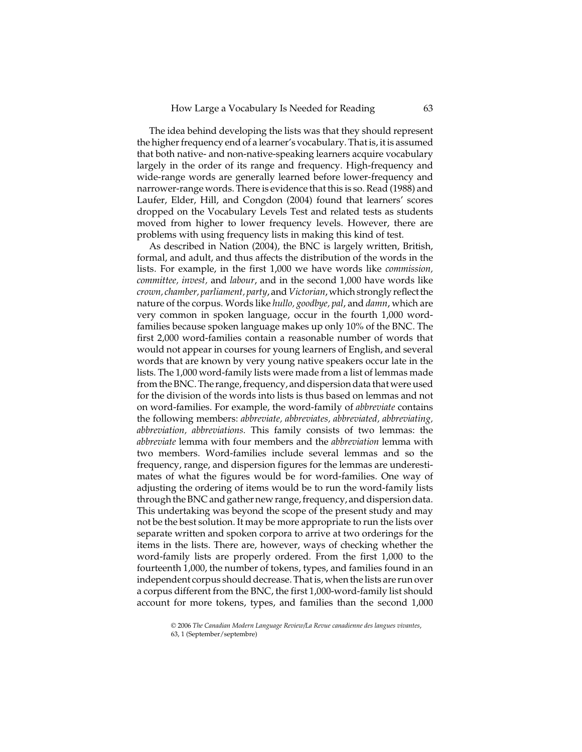The idea behind developing the lists was that they should represent the higher frequency end of a learner's vocabulary. That is, it is assumed that both native- and non-native-speaking learners acquire vocabulary largely in the order of its range and frequency. High-frequency and wide-range words are generally learned before lower-frequency and narrower-range words. There is evidence that this is so. Read (1988) and Laufer, Elder, Hill, and Congdon (2004) found that learners' scores dropped on the Vocabulary Levels Test and related tests as students moved from higher to lower frequency levels. However, there are problems with using frequency lists in making this kind of test.

As described in Nation (2004), the BNC is largely written, British, formal, and adult, and thus affects the distribution of the words in the lists. For example, in the first 1,000 we have words like *commission, committee, invest,* and *labour*, and in the second 1,000 have words like *crown, chamber, parliament, party*, and *Victorian*, which strongly reflect the nature of the corpus. Words like *hullo, goodbye, pal*, and *damn*, which are very common in spoken language, occur in the fourth 1,000 word-families because spoken language makes up only 10% of the BNC. The first 2,000 word-families contain a reasonable number of words that would not appear in courses for young learners of English, and several words that are known by very young native speakers occur late in the lists. The 1,000 word-family lists were made from a list of lemmas made from the BNC. The range, frequency, and dispersion data that were used for the division of the words into lists is thus based on lemmas and not on word-families. For example, the word-family of *abbreviate* contains the following members: *abbreviate, abbreviates, abbreviated, abbreviating, abbreviation, abbreviations.* This family consists of two lemmas: the *abbreviate* lemma with four members and the *abbreviation* lemma with two members. Word-families include several lemmas and so the frequency, range, and dispersion figures for the lemmas are underestimates of what the figures would be for word-families. One way of adjusting the ordering of items would be to run the word-family lists through the BNC and gather new range, frequency, and dispersion data. This undertaking was beyond the scope of the present study and may not be the best solution. It may be more appropriate to run the lists over separate written and spoken corpora to arrive at two orderings for the items in the lists. There are, however, ways of checking whether the word-family lists are properly ordered. From the first 1,000 to the fourteenth 1,000, the number of tokens, types, and families found in an independent corpus should decrease. That is, when the lists are run over a corpus different from the BNC, the first 1,000-word-family list should account for more tokens, types, and families than the second 1,000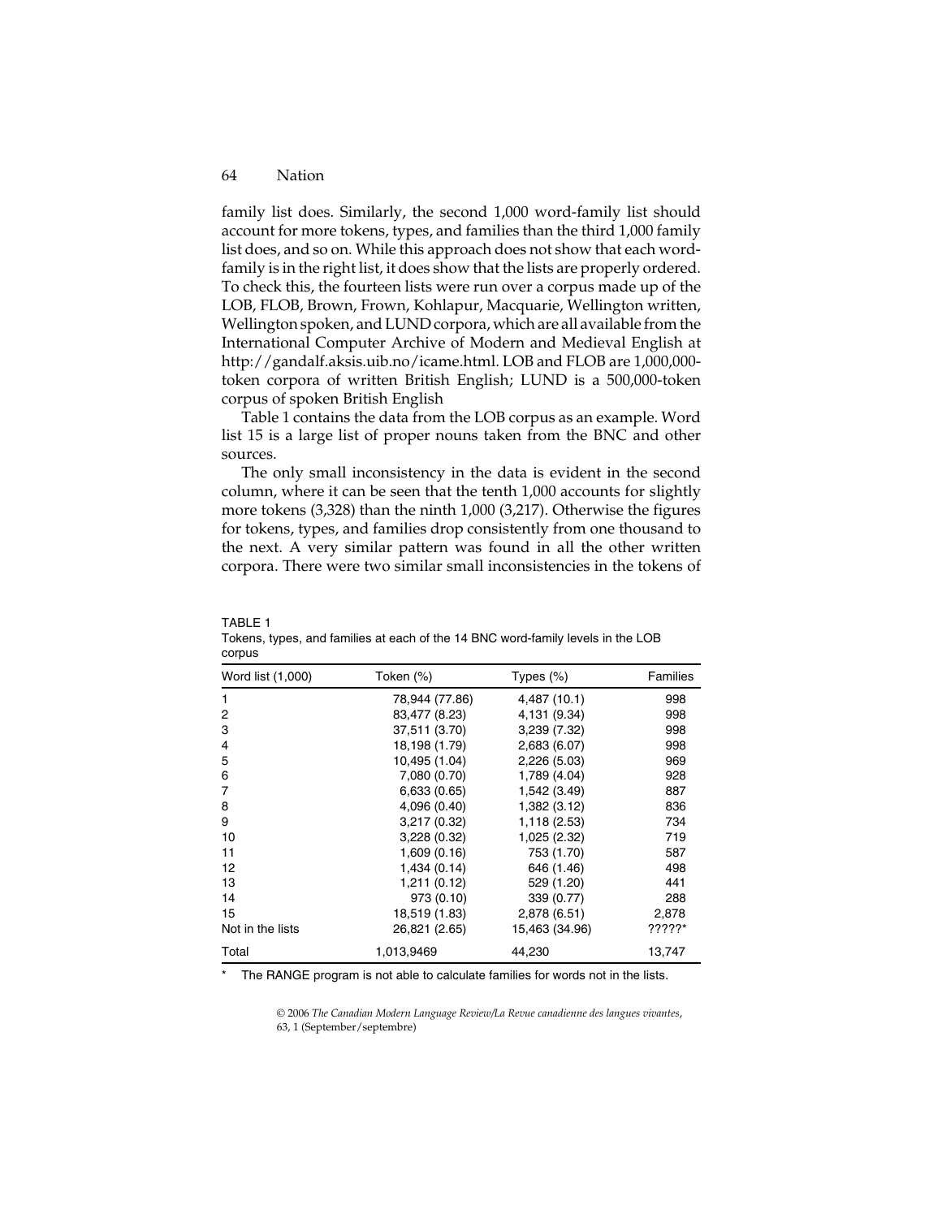family list does. Similarly, the second 1,000 word-family list should account for more tokens, types, and families than the third 1,000 family list does, and so on. While this approach does not show that each word-family is in the right list, it does show that the lists are properly ordered. To check this, the fourteen lists were run over a corpus made up of the LOB, FLOB, Brown, Frown, Kohlapur, Macquarie, Wellington written, Wellington spoken, and LUND corpora, which are all available from the International Computer Archive of Modern and Medieval English at http://gandalf.aksis.uib.no/icame.html. LOB and FLOB are 1,000,000-token corpora of written British English; LUND is a 500,000-token corpus of spoken British English

Table 1 contains the data from the LOB corpus as an example. Word list 15 is a large list of proper nouns taken from the BNC and other sources.

The only small inconsistency in the data is evident in the second column, where it can be seen that the tenth 1,000 accounts for slightly more tokens (3,328) than the ninth 1,000 (3,217). Otherwise the figures for tokens, types, and families drop consistently from one thousand to the next. A very similar pattern was found in all the other written corpora. There were two similar small inconsistencies in the tokens of

TABLE 1
Tokens, types, and families at each of the 14 BNC word-family levels in the LOB corpus

| Word list (1,000) | Token (%) | Types (%) | Families |
|---|---|---|---|
| 1 | 78,944 (77.86) | 4,487 (10.1) | 998 |
| 2 | 83,477 (8.23) | 4,131 (9.34) | 998 |
| 3 | 37,511 (3.70) | 3,239 (7.32) | 998 |
| 4 | 18,198 (1.79) | 2,683 (6.07) | 998 |
| 5 | 10,495 (1.04) | 2,226 (5.03) | 969 |
| 6 | 7,080 (0.70) | 1,789 (4.04) | 928 |
| 7 | 6,633 (0.65) | 1,542 (3.49) | 887 |
| 8 | 4,096 (0.40) | 1,382 (3.12) | 836 |
| 9 | 3,217 (0.32) | 1,118 (2.53) | 734 |
| 10 | 3,228 (0.32) | 1,025 (2.32) | 719 |
| 11 | 1,609 (0.16) | 753 (1.70) | 587 |
| 12 | 1,434 (0.14) | 646 (1.46) | 498 |
| 13 | 1,211 (0.12) | 529 (1.20) | 441 |
| 14 | 973 (0.10) | 339 (0.77) | 288 |
| 15 | 18,519 (1.83) | 2,878 (6.51) | 2,878 |
| Not in the lists | 26,821 (2.65) | 15,463 (34.96) | ?????* |
| Total | 1,013,9469 | 44,230 | 13,747 |

\* The RANGE program is not able to calculate families for words not in the lists.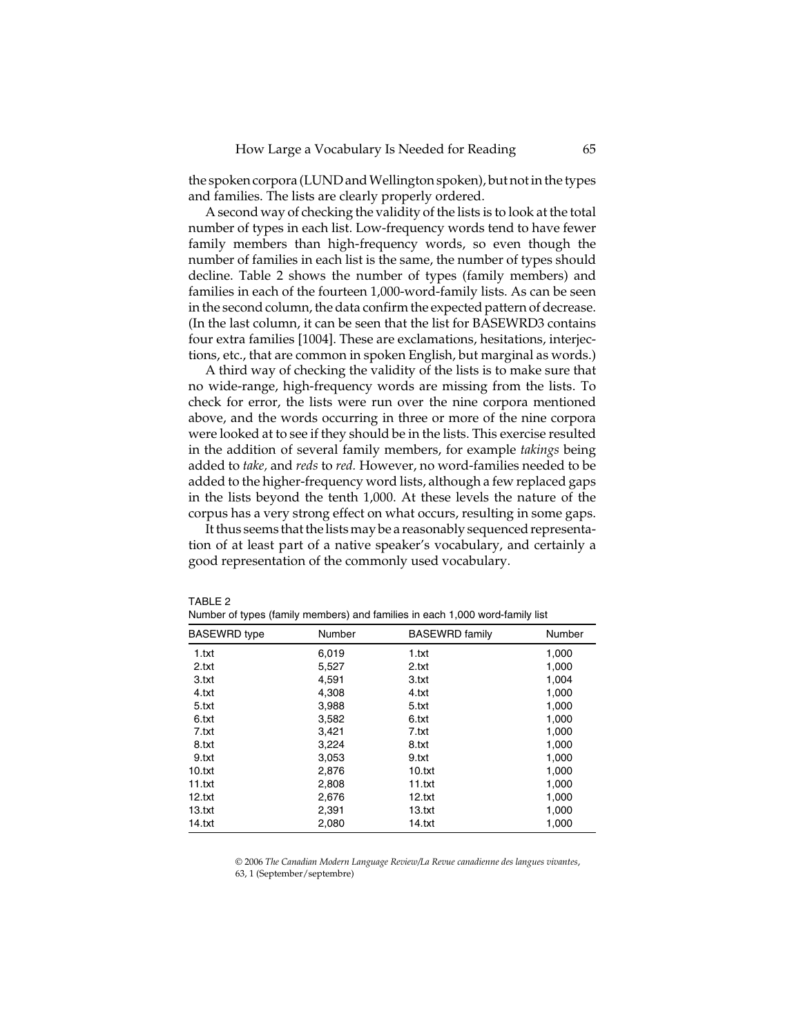the spoken corpora (LUND and Wellington spoken), but not in the types and families. The lists are clearly properly ordered.

A second way of checking the validity of the lists is to look at the total number of types in each list. Low-frequency words tend to have fewer family members than high-frequency words, so even though the number of families in each list is the same, the number of types should decline. Table 2 shows the number of types (family members) and families in each of the fourteen 1,000-word-family lists. As can be seen in the second column, the data confirm the expected pattern of decrease. (In the last column, it can be seen that the list for BASEWRD3 contains four extra families [1004]. These are exclamations, hesitations, interjections, etc., that are common in spoken English, but marginal as words.)

A third way of checking the validity of the lists is to make sure that no wide-range, high-frequency words are missing from the lists. To check for error, the lists were run over the nine corpora mentioned above, and the words occurring in three or more of the nine corpora were looked at to see if they should be in the lists. This exercise resulted in the addition of several family members, for example *takings* being added to *take,* and *reds* to *red.* However, no word-families needed to be added to the higher-frequency word lists, although a few replaced gaps in the lists beyond the tenth 1,000. At these levels the nature of the corpus has a very strong effect on what occurs, resulting in some gaps.

It thus seems that the lists may be a reasonably sequenced representation of at least part of a native speaker's vocabulary, and certainly a good representation of the commonly used vocabulary.

TABLE 2
Number of types (family members) and families in each 1,000 word-family list

| BASEWRD type | Number | BASEWRD family | Number |
|---|---|---|---|
| 1.txt | 6,019 | 1.txt | 1,000 |
| 2.txt | 5,527 | 2.txt | 1,000 |
| 3.txt | 4,591 | 3.txt | 1,004 |
| 4.txt | 4,308 | 4.txt | 1,000 |
| 5.txt | 3,988 | 5.txt | 1,000 |
| 6.txt | 3,582 | 6.txt | 1,000 |
| 7.txt | 3,421 | 7.txt | 1,000 |
| 8.txt | 3,224 | 8.txt | 1,000 |
| 9.txt | 3,053 | 9.txt | 1,000 |
| 10.txt | 2,876 | 10.txt | 1,000 |
| 11.txt | 2,808 | 11.txt | 1,000 |
| 12.txt | 2,676 | 12.txt | 1,000 |
| 13.txt | 2,391 | 13.txt | 1,000 |
| 14.txt | 2,080 | 14.txt | 1,000 |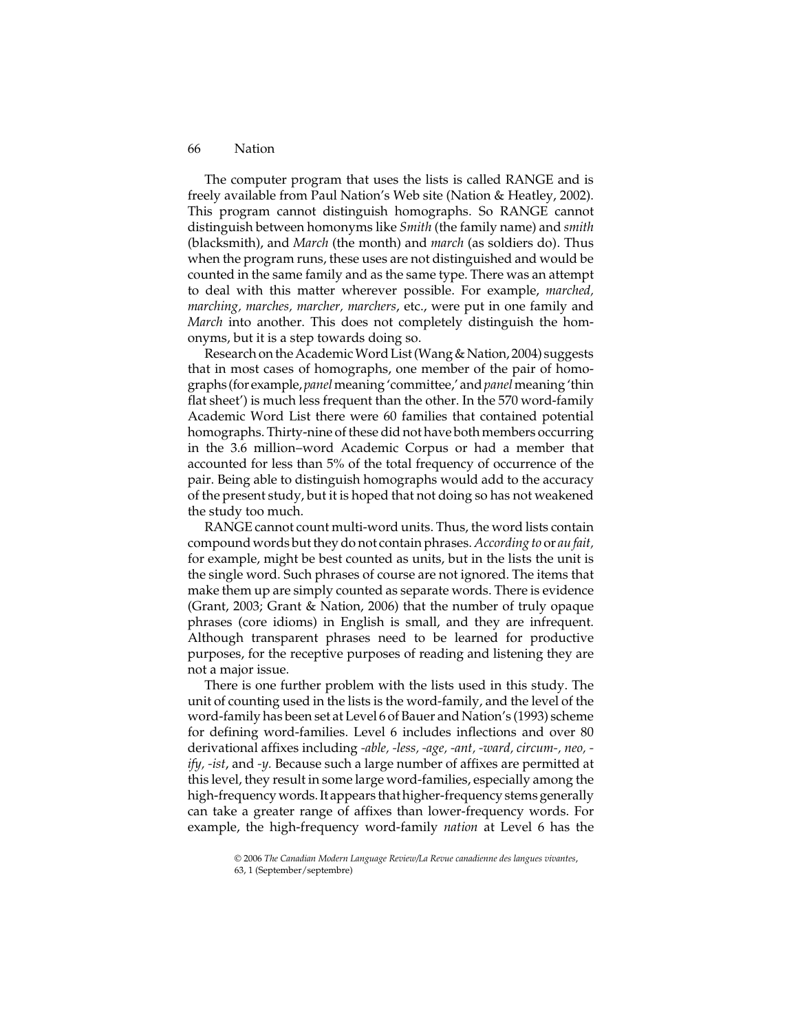The computer program that uses the lists is called RANGE and is freely available from Paul Nation's Web site (Nation & Heatley, 2002). This program cannot distinguish homographs. So RANGE cannot distinguish between homonyms like *Smith* (the family name) and *smith* (blacksmith), and *March* (the month) and *march* (as soldiers do). Thus when the program runs, these uses are not distinguished and would be counted in the same family and as the same type. There was an attempt to deal with this matter wherever possible. For example, *marched, marching, marches, marcher, marchers*, etc., were put in one family and *March* into another. This does not completely distinguish the homonyms, but it is a step towards doing so.

Research on the Academic Word List (Wang & Nation, 2004) suggests that in most cases of homographs, one member of the pair of homographs (for example, *panel* meaning 'committee,' and *panel* meaning 'thin flat sheet') is much less frequent than the other. In the 570 word-family Academic Word List there were 60 families that contained potential homographs. Thirty-nine of these did not have both members occurring in the 3.6 million–word Academic Corpus or had a member that accounted for less than 5% of the total frequency of occurrence of the pair. Being able to distinguish homographs would add to the accuracy of the present study, but it is hoped that not doing so has not weakened the study too much.

RANGE cannot count multi-word units. Thus, the word lists contain compound words but they do not contain phrases. *According to* or *au fait,* for example, might be best counted as units, but in the lists the unit is the single word. Such phrases of course are not ignored. The items that make them up are simply counted as separate words. There is evidence (Grant, 2003; Grant & Nation, 2006) that the number of truly opaque phrases (core idioms) in English is small, and they are infrequent. Although transparent phrases need to be learned for productive purposes, for the receptive purposes of reading and listening they are not a major issue.

There is one further problem with the lists used in this study. The unit of counting used in the lists is the word-family, and the level of the word-family has been set at Level 6 of Bauer and Nation's (1993) scheme for defining word-families. Level 6 includes inflections and over 80 derivational affixes including *-able, -less, -age, -ant, -ward, circum-, neo, -ify*, *-ist*, and *-y.* Because such a large number of affixes are permitted at this level, they result in some large word-families, especially among the high-frequency words. It appears that higher-frequency stems generally can take a greater range of affixes than lower-frequency words. For example, the high-frequency word-family *nation* at Level 6 has the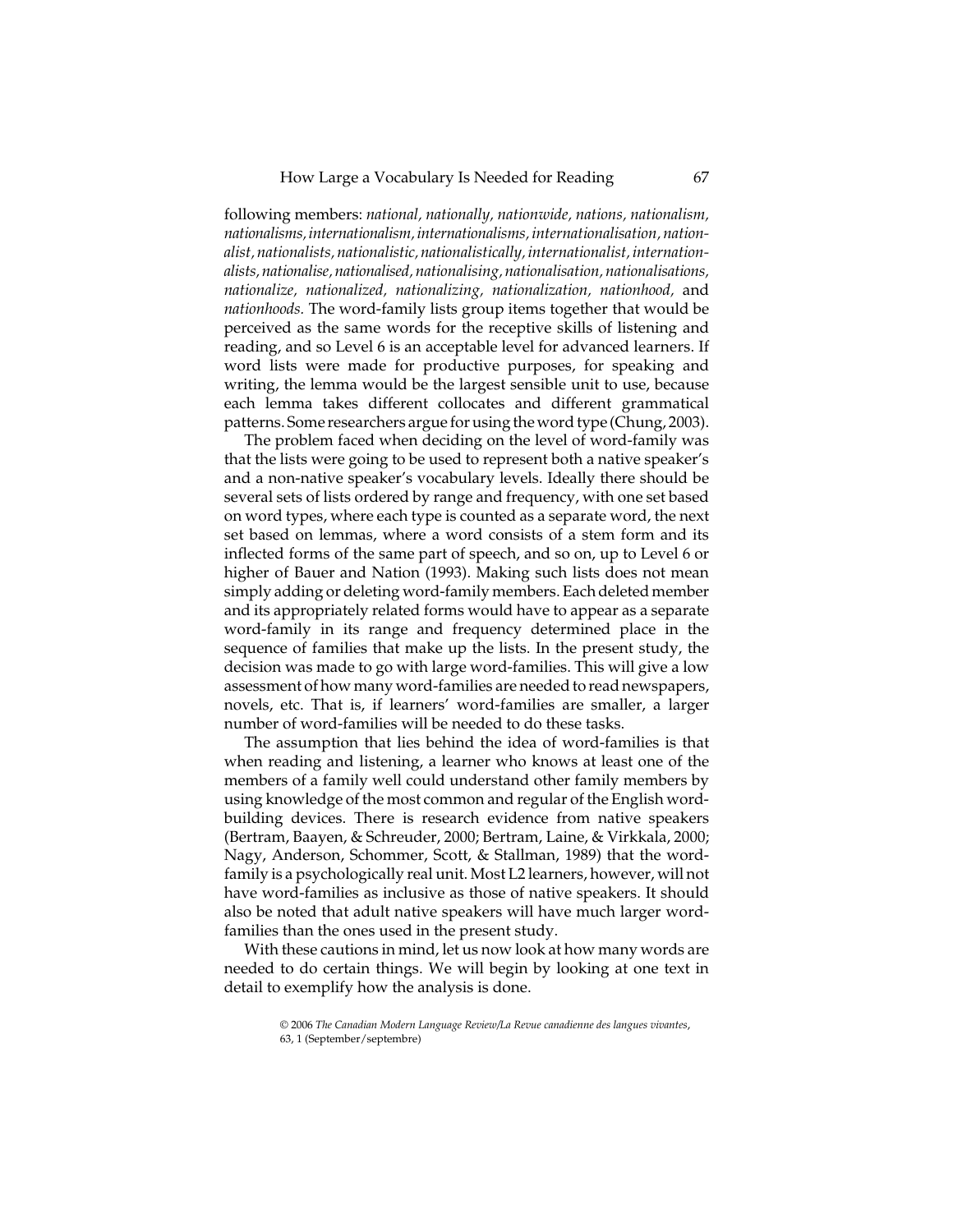following members: *national, nationally, nationwide, nations, nationalism, nationalisms, internationalism, internationalisms, internationalisation, nationalist, nationalists, nationalistic, nationalistically, internationalist, internationalists, nationalise, nationalised, nationalising, nationalisation, nationalisations, nationalize, nationalized, nationalizing, nationalization, nationhood,* and *nationhoods.* The word-family lists group items together that would be perceived as the same words for the receptive skills of listening and reading, and so Level 6 is an acceptable level for advanced learners. If word lists were made for productive purposes, for speaking and writing, the lemma would be the largest sensible unit to use, because each lemma takes different collocates and different grammatical patterns. Some researchers argue for using the word type (Chung, 2003).

The problem faced when deciding on the level of word-family was that the lists were going to be used to represent both a native speaker's and a non-native speaker's vocabulary levels. Ideally there should be several sets of lists ordered by range and frequency, with one set based on word types, where each type is counted as a separate word, the next set based on lemmas, where a word consists of a stem form and its inflected forms of the same part of speech, and so on, up to Level 6 or higher of Bauer and Nation (1993). Making such lists does not mean simply adding or deleting word-family members. Each deleted member and its appropriately related forms would have to appear as a separate word-family in its range and frequency determined place in the sequence of families that make up the lists. In the present study, the decision was made to go with large word-families. This will give a low assessment of how many word-families are needed to read newspapers, novels, etc. That is, if learners' word-families are smaller, a larger number of word-families will be needed to do these tasks.

The assumption that lies behind the idea of word-families is that when reading and listening, a learner who knows at least one of the members of a family well could understand other family members by using knowledge of the most common and regular of the English word-building devices. There is research evidence from native speakers (Bertram, Baayen, & Schreuder, 2000; Bertram, Laine, & Virkkala, 2000; Nagy, Anderson, Schommer, Scott, & Stallman, 1989) that the word-family is a psychologically real unit. Most L2 learners, however, will not have word-families as inclusive as those of native speakers. It should also be noted that adult native speakers will have much larger word-families than the ones used in the present study.

With these cautions in mind, let us now look at how many words are needed to do certain things. We will begin by looking at one text in detail to exemplify how the analysis is done.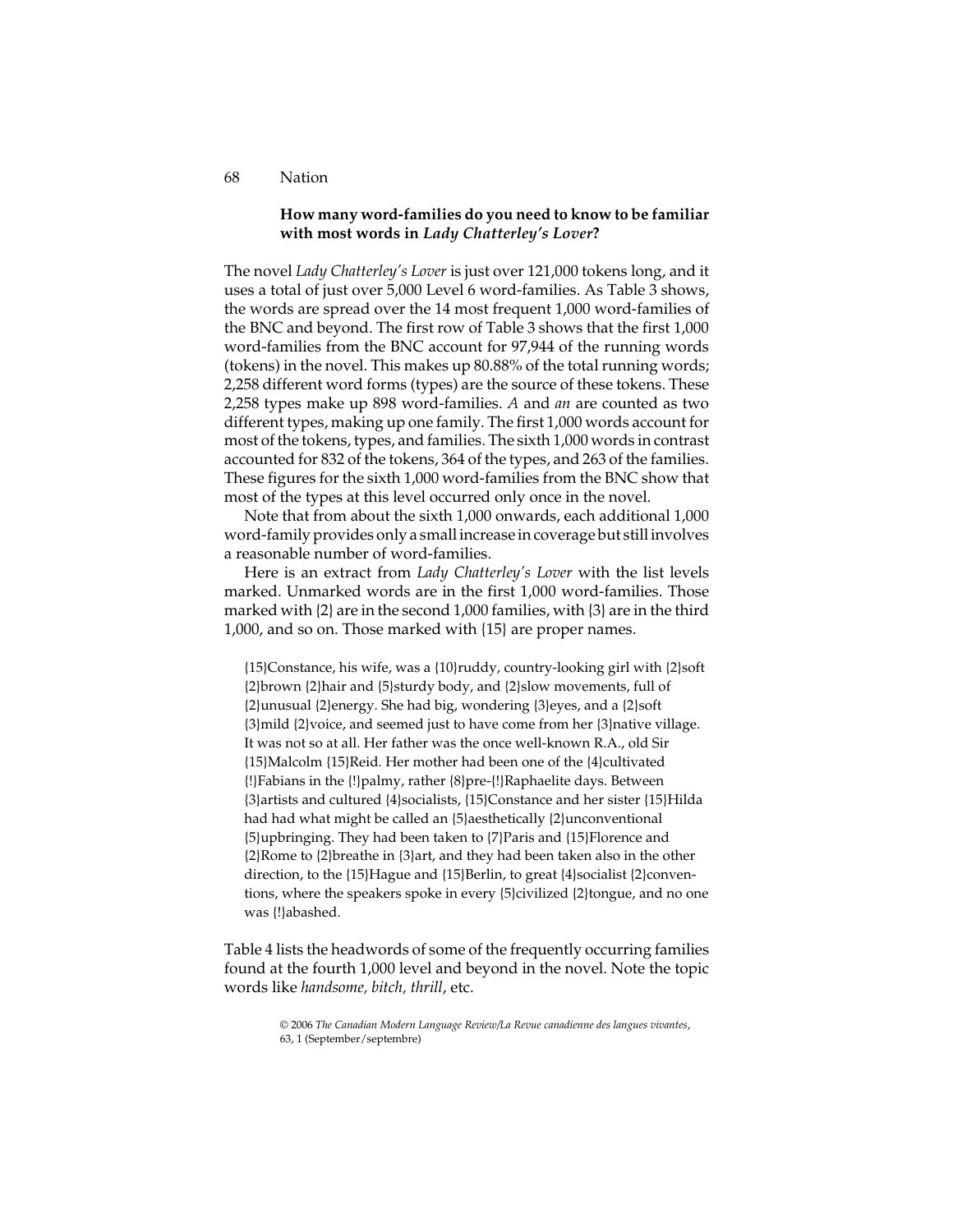### How many word-families do you need to know to be familiar with most words in *Lady Chatterley's Lover*?

The novel *Lady Chatterley's Lover* is just over 121,000 tokens long, and it uses a total of just over 5,000 Level 6 word-families. As Table 3 shows, the words are spread over the 14 most frequent 1,000 word-families of the BNC and beyond. The first row of Table 3 shows that the first 1,000 word-families from the BNC account for 97,944 of the running words (tokens) in the novel. This makes up 80.88% of the total running words; 2,258 different word forms (types) are the source of these tokens. These 2,258 types make up 898 word-families. *A* and *an* are counted as two different types, making up one family. The first 1,000 words account for most of the tokens, types, and families. The sixth 1,000 words in contrast accounted for 832 of the tokens, 364 of the types, and 263 of the families. These figures for the sixth 1,000 word-families from the BNC show that most of the types at this level occurred only once in the novel.

Note that from about the sixth 1,000 onwards, each additional 1,000 word-family provides only a small increase in coverage but still involves a reasonable number of word-families.

Here is an extract from *Lady Chatterley's Lover* with the list levels marked. Unmarked words are in the first 1,000 word-families. Those marked with {2} are in the second 1,000 families, with {3} are in the third 1,000, and so on. Those marked with {15} are proper names.

> {15}Constance, his wife, was a {10}ruddy, country-looking girl with {2}soft {2}brown {2}hair and {5}sturdy body, and {2}slow movements, full of {2}unusual {2}energy. She had big, wondering {3}eyes, and a {2}soft {3}mild {2}voice, and seemed just to have come from her {3}native village. It was not so at all. Her father was the once well-known R.A., old Sir {15}Malcolm {15}Reid. Her mother had been one of the {4}cultivated {!}Fabians in the {!}palmy, rather {8}pre-{!}Raphaelite days. Between {3}artists and cultured {4}socialists, {15}Constance and her sister {15}Hilda had had what might be called an {5}aesthetically {2}unconventional {5}upbringing. They had been taken to {7}Paris and {15}Florence and {2}Rome to {2}breathe in {3}art, and they had been taken also in the other direction, to the {15}Hague and {15}Berlin, to great {4}socialist {2}conventions, where the speakers spoke in every {5}civilized {2}tongue, and no one was {!}abashed.

Table 4 lists the headwords of some of the frequently occurring families found at the fourth 1,000 level and beyond in the novel. Note the topic words like *handsome, bitch, thrill*, etc.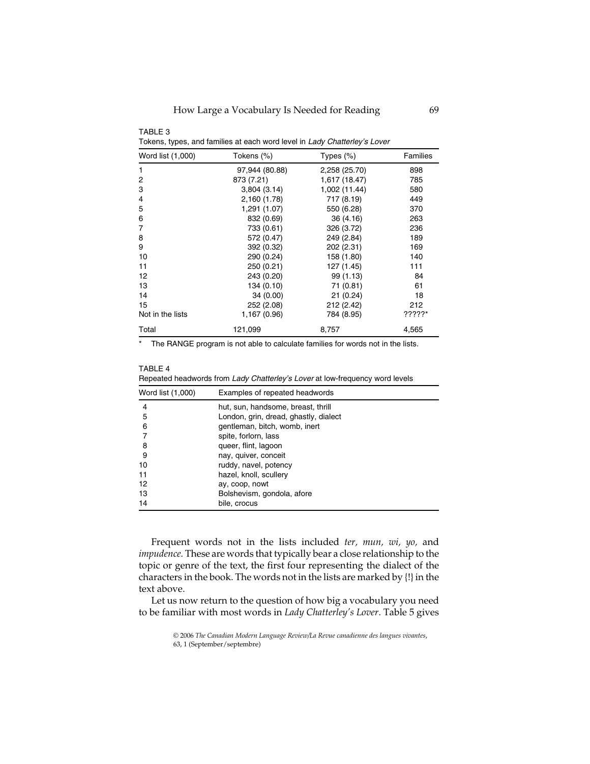TABLE 3

Tokens, types, and families at each word level in *Lady Chatterley's Lover*

| Word list (1,000) | Tokens (%) | Types (%) | Families |
|---|---|---|---|
| 1 | 97,944 (80.88) | 2,258 (25.70) | 898 |
| 2 | 873 (7.21) | 1,617 (18.47) | 785 |
| 3 | 3,804 (3.14) | 1,002 (11.44) | 580 |
| 4 | 2,160 (1.78) | 717 (8.19) | 449 |
| 5 | 1,291 (1.07) | 550 (6.28) | 370 |
| 6 | 832 (0.69) | 36 (4.16) | 263 |
| 7 | 733 (0.61) | 326 (3.72) | 236 |
| 8 | 572 (0.47) | 249 (2.84) | 189 |
| 9 | 392 (0.32) | 202 (2.31) | 169 |
| 10 | 290 (0.24) | 158 (1.80) | 140 |
| 11 | 250 (0.21) | 127 (1.45) | 111 |
| 12 | 243 (0.20) | 99 (1.13) | 84 |
| 13 | 134 (0.10) | 71 (0.81) | 61 |
| 14 | 34 (0.00) | 21 (0.24) | 18 |
| 15 | 252 (2.08) | 212 (2.42) | 212 |
| Not in the lists | 1,167 (0.96) | 784 (8.95) | ?????* |
| Total | 121,099 | 8,757 | 4,565 |

\* The RANGE program is not able to calculate families for words not in the lists.

TABLE 4

Repeated headwords from *Lady Chatterley's Lover* at low-frequency word levels

| Word list (1,000) | Examples of repeated headwords |
|---|---|
| 4 | hut, sun, handsome, breast, thrill |
| 5 | London, grin, dread, ghastly, dialect |
| 6 | gentleman, bitch, womb, inert |
| 7 | spite, forlorn, lass |
| 8 | queer, flint, lagoon |
| 9 | nay, quiver, conceit |
| 10 | ruddy, navel, potency |
| 11 | hazel, knoll, scullery |
| 12 | ay, coop, nowt |
| 13 | Bolshevism, gondola, afore |
| 14 | bile, crocus |

Frequent words not in the lists included *ter, mun, wi, yo,* and *impudence.* These are words that typically bear a close relationship to the topic or genre of the text, the first four representing the dialect of the characters in the book. The words not in the lists are marked by {!} in the text above.

Let us now return to the question of how big a vocabulary you need to be familiar with most words in *Lady Chatterley's Lover*. Table 5 gives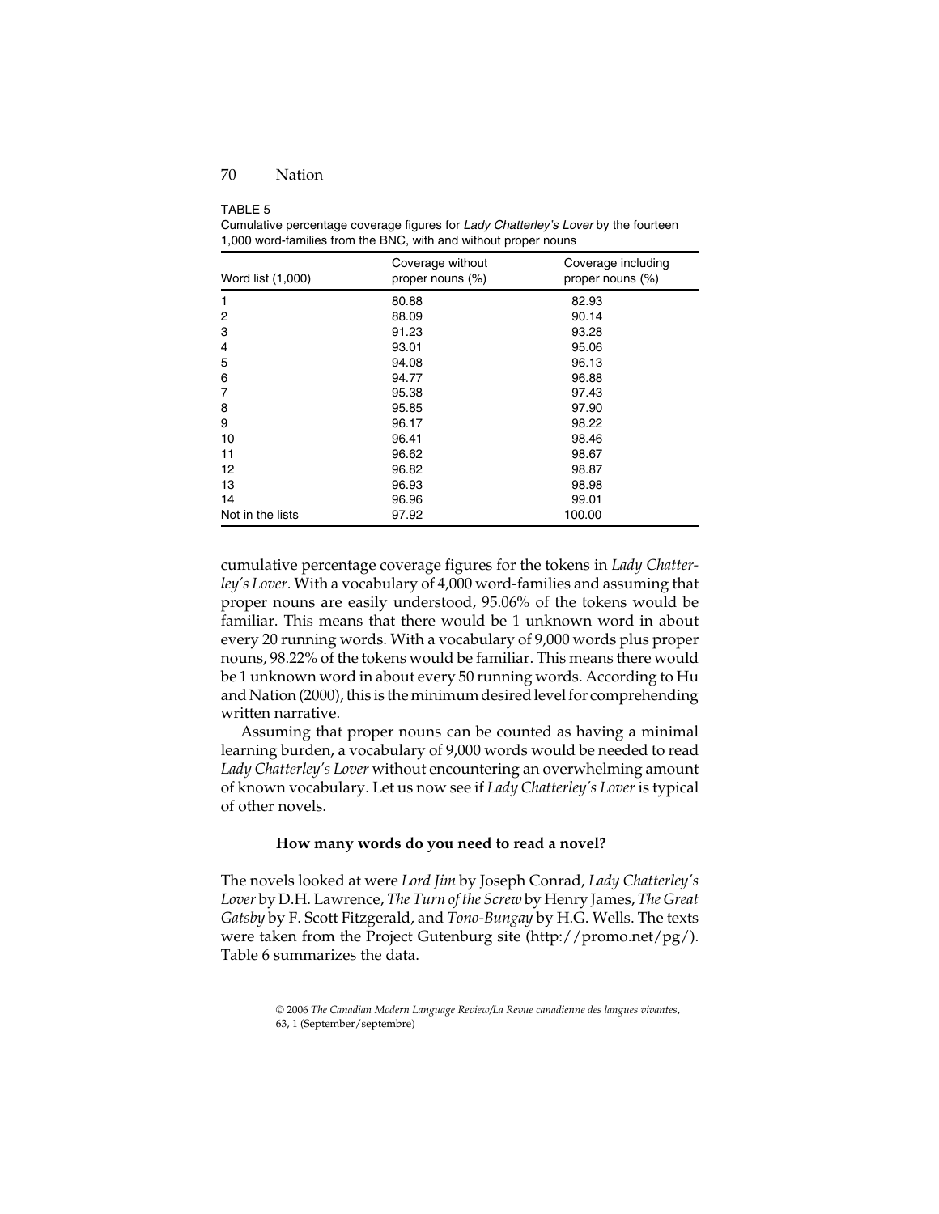TABLE 5

Cumulative percentage coverage figures for *Lady Chatterley's Lover* by the fourteen 1,000 word-families from the BNC, with and without proper nouns

| Word list (1,000) | Coverage without proper nouns (%) | Coverage including proper nouns (%) |
|---|---|---|
| 1 | 80.88 | 82.93 |
| 2 | 88.09 | 90.14 |
| 3 | 91.23 | 93.28 |
| 4 | 93.01 | 95.06 |
| 5 | 94.08 | 96.13 |
| 6 | 94.77 | 96.88 |
| 7 | 95.38 | 97.43 |
| 8 | 95.85 | 97.90 |
| 9 | 96.17 | 98.22 |
| 10 | 96.41 | 98.46 |
| 11 | 96.62 | 98.67 |
| 12 | 96.82 | 98.87 |
| 13 | 96.93 | 98.98 |
| 14 | 96.96 | 99.01 |
| Not in the lists | 97.92 | 100.00 |

cumulative percentage coverage figures for the tokens in *Lady Chatterley's Lover*. With a vocabulary of 4,000 word-families and assuming that proper nouns are easily understood, 95.06% of the tokens would be familiar. This means that there would be 1 unknown word in about every 20 running words. With a vocabulary of 9,000 words plus proper nouns, 98.22% of the tokens would be familiar. This means there would be 1 unknown word in about every 50 running words. According to Hu and Nation (2000), this is the minimum desired level for comprehending written narrative.

Assuming that proper nouns can be counted as having a minimal learning burden, a vocabulary of 9,000 words would be needed to read *Lady Chatterley's Lover* without encountering an overwhelming amount of known vocabulary. Let us now see if *Lady Chatterley's Lover* is typical of other novels.

### How many words do you need to read a novel?

The novels looked at were *Lord Jim* by Joseph Conrad, *Lady Chatterley's Lover* by D.H. Lawrence, *The Turn of the Screw* by Henry James, *The Great Gatsby* by F. Scott Fitzgerald, and *Tono-Bungay* by H.G. Wells. The texts were taken from the Project Gutenburg site (http://promo.net/pg/). Table 6 summarizes the data.

© 2006 *The Canadian Modern Language Review/La Revue canadienne des langues vivantes*, 63, 1 (September/septembre)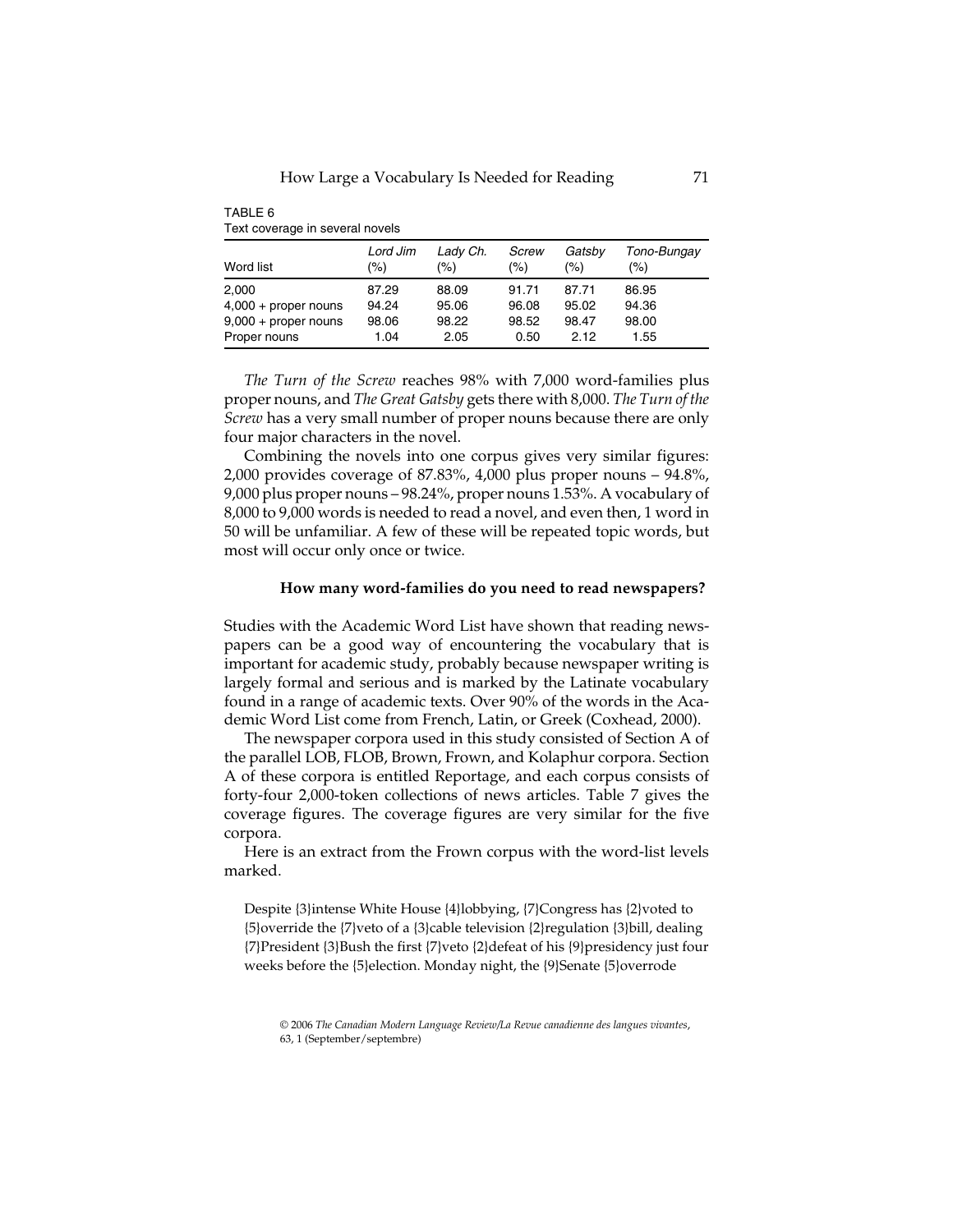TABLE 6
Text coverage in several novels

| Word list | *Lord Jim* (%) | *Lady Ch.* (%) | *Screw* (%) | *Gatsby* (%) | *Tono-Bungay* (%) |
|---|---|---|---|---|---|
| 2,000 | 87.29 | 88.09 | 91.71 | 87.71 | 86.95 |
| 4,000 + proper nouns | 94.24 | 95.06 | 96.08 | 95.02 | 94.36 |
| 9,000 + proper nouns | 98.06 | 98.22 | 98.52 | 98.47 | 98.00 |
| Proper nouns | 1.04 | 2.05 | 0.50 | 2.12 | 1.55 |

*The Turn of the Screw* reaches 98% with 7,000 word-families plus proper nouns, and *The Great Gatsby* gets there with 8,000. *The Turn of the Screw* has a very small number of proper nouns because there are only four major characters in the novel.

Combining the novels into one corpus gives very similar figures: 2,000 provides coverage of 87.83%, 4,000 plus proper nouns – 94.8%, 9,000 plus proper nouns – 98.24%, proper nouns 1.53%. A vocabulary of 8,000 to 9,000 words is needed to read a novel, and even then, 1 word in 50 will be unfamiliar. A few of these will be repeated topic words, but most will occur only once or twice.

### How many word-families do you need to read newspapers?

Studies with the Academic Word List have shown that reading newspapers can be a good way of encountering the vocabulary that is important for academic study, probably because newspaper writing is largely formal and serious and is marked by the Latinate vocabulary found in a range of academic texts. Over 90% of the words in the Academic Word List come from French, Latin, or Greek (Coxhead, 2000).

The newspaper corpora used in this study consisted of Section A of the parallel LOB, FLOB, Brown, Frown, and Kolaphur corpora. Section A of these corpora is entitled Reportage, and each corpus consists of forty-four 2,000-token collections of news articles. Table 7 gives the coverage figures. The coverage figures are very similar for the five corpora.

Here is an extract from the Frown corpus with the word-list levels marked.

> Despite {3}intense White House {4}lobbying, {7}Congress has {2}voted to {5}override the {7}veto of a {3}cable television {2}regulation {3}bill, dealing {7}President {3}Bush the first {7}veto {2}defeat of his {9}presidency just four weeks before the {5}election. Monday night, the {9}Senate {5}overrode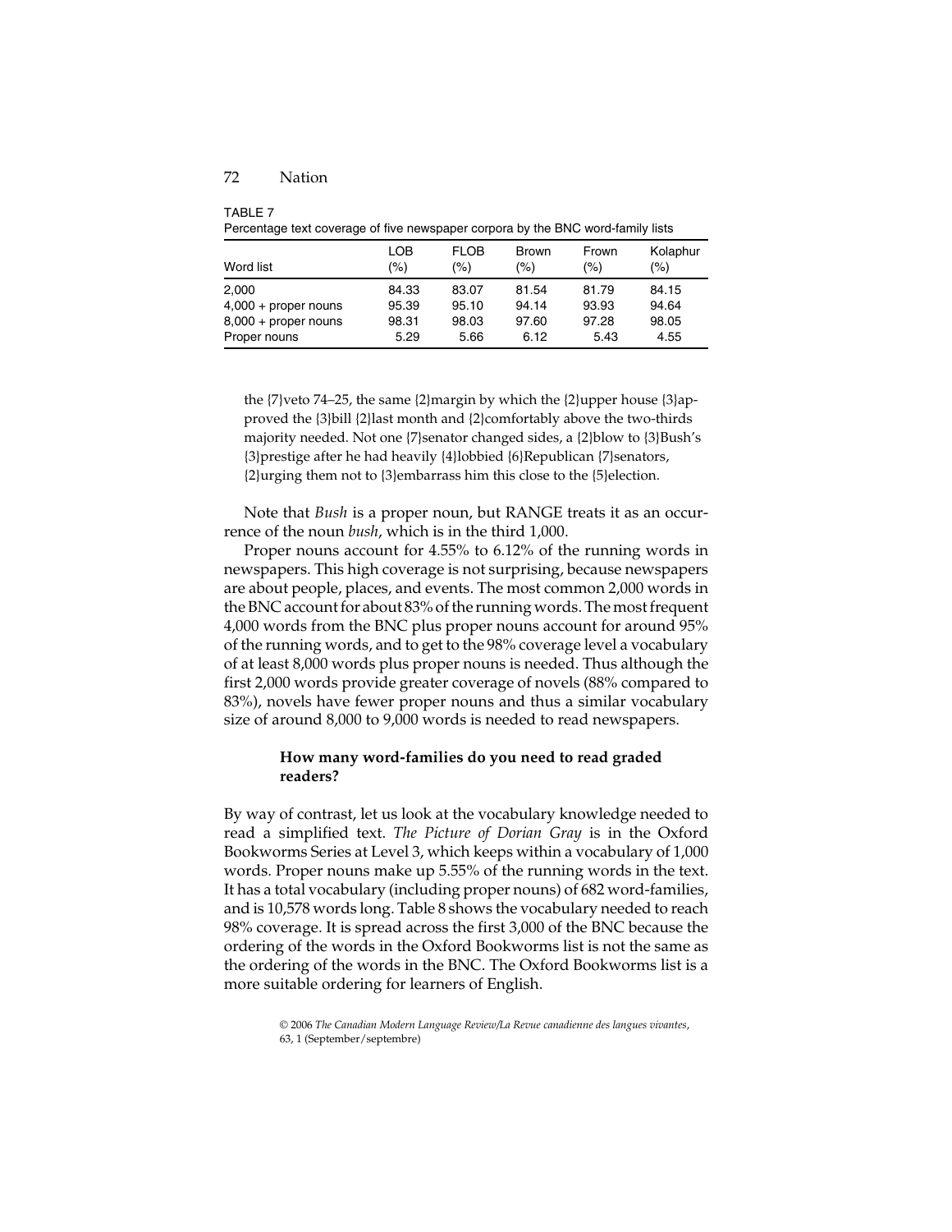TABLE 7
Percentage text coverage of five newspaper corpora by the BNC word-family lists

| Word list | LOB (%) | FLOB (%) | Brown (%) | Frown (%) | Kolaphur (%) |
|---|---|---|---|---|---|
| 2,000 | 84.33 | 83.07 | 81.54 | 81.79 | 84.15 |
| 4,000 + proper nouns | 95.39 | 95.10 | 94.14 | 93.93 | 94.64 |
| 8,000 + proper nouns | 98.31 | 98.03 | 97.60 | 97.28 | 98.05 |
| Proper nouns | 5.29 | 5.66 | 6.12 | 5.43 | 4.55 |

> the {7}veto 74–25, the same {2}margin by which the {2}upper house {3}approved the {3}bill {2}last month and {2}comfortably above the two-thirds majority needed. Not one {7}senator changed sides, a {2}blow to {3}Bush's {3}prestige after he had heavily {4}lobbied {6}Republican {7}senators, {2}urging them not to {3}embarrass him this close to the {5}election.

Note that *Bush* is a proper noun, but RANGE treats it as an occurrence of the noun *bush*, which is in the third 1,000.

Proper nouns account for 4.55% to 6.12% of the running words in newspapers. This high coverage is not surprising, because newspapers are about people, places, and events. The most common 2,000 words in the BNC account for about 83% of the running words. The most frequent 4,000 words from the BNC plus proper nouns account for around 95% of the running words, and to get to the 98% coverage level a vocabulary of at least 8,000 words plus proper nouns is needed. Thus although the first 2,000 words provide greater coverage of novels (88% compared to 83%), novels have fewer proper nouns and thus a similar vocabulary size of around 8,000 to 9,000 words is needed to read newspapers.

### How many word-families do you need to read graded readers?

By way of contrast, let us look at the vocabulary knowledge needed to read a simplified text. *The Picture of Dorian Gray* is in the Oxford Bookworms Series at Level 3, which keeps within a vocabulary of 1,000 words. Proper nouns make up 5.55% of the running words in the text. It has a total vocabulary (including proper nouns) of 682 word-families, and is 10,578 words long. Table 8 shows the vocabulary needed to reach 98% coverage. It is spread across the first 3,000 of the BNC because the ordering of the words in the Oxford Bookworms list is not the same as the ordering of the words in the BNC. The Oxford Bookworms list is a more suitable ordering for learners of English.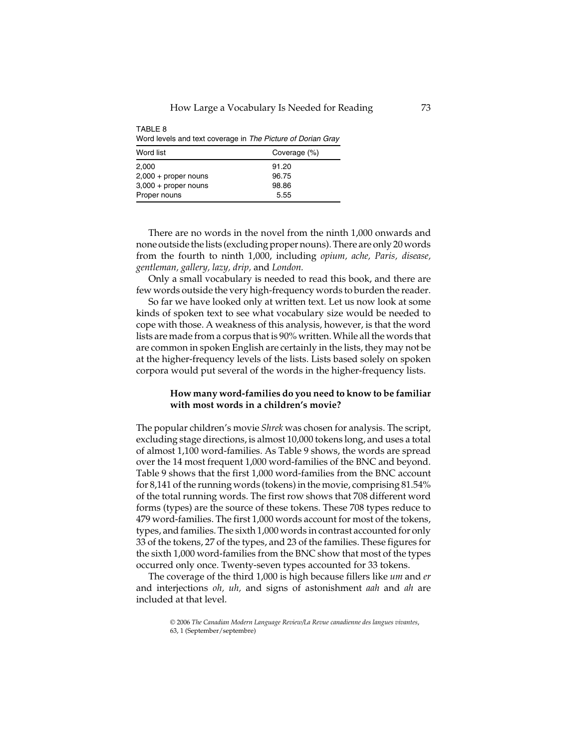TABLE 8
Word levels and text coverage in *The Picture of Dorian Gray*

| Word list | Coverage (%) |
|---|---|
| 2,000 | 91.20 |
| 2,000 + proper nouns | 96.75 |
| 3,000 + proper nouns | 98.86 |
| Proper nouns | 5.55 |

There are no words in the novel from the ninth 1,000 onwards and none outside the lists (excluding proper nouns). There are only 20 words from the fourth to ninth 1,000, including *opium, ache, Paris, disease, gentleman, gallery, lazy, drip,* and *London.*

Only a small vocabulary is needed to read this book, and there are few words outside the very high-frequency words to burden the reader.

So far we have looked only at written text. Let us now look at some kinds of spoken text to see what vocabulary size would be needed to cope with those. A weakness of this analysis, however, is that the word lists are made from a corpus that is 90% written. While all the words that are common in spoken English are certainly in the lists, they may not be at the higher-frequency levels of the lists. Lists based solely on spoken corpora would put several of the words in the higher-frequency lists.

### How many word-families do you need to know to be familiar with most words in a children's movie?

The popular children's movie *Shrek* was chosen for analysis. The script, excluding stage directions, is almost 10,000 tokens long, and uses a total of almost 1,100 word-families. As Table 9 shows, the words are spread over the 14 most frequent 1,000 word-families of the BNC and beyond. Table 9 shows that the first 1,000 word-families from the BNC account for 8,141 of the running words (tokens) in the movie, comprising 81.54% of the total running words. The first row shows that 708 different word forms (types) are the source of these tokens. These 708 types reduce to 479 word-families. The first 1,000 words account for most of the tokens, types, and families. The sixth 1,000 words in contrast accounted for only 33 of the tokens, 27 of the types, and 23 of the families. These figures for the sixth 1,000 word-families from the BNC show that most of the types occurred only once. Twenty-seven types accounted for 33 tokens.

The coverage of the third 1,000 is high because fillers like *um* and *er* and interjections *oh, uh,* and signs of astonishment *aah* and *ah* are included at that level.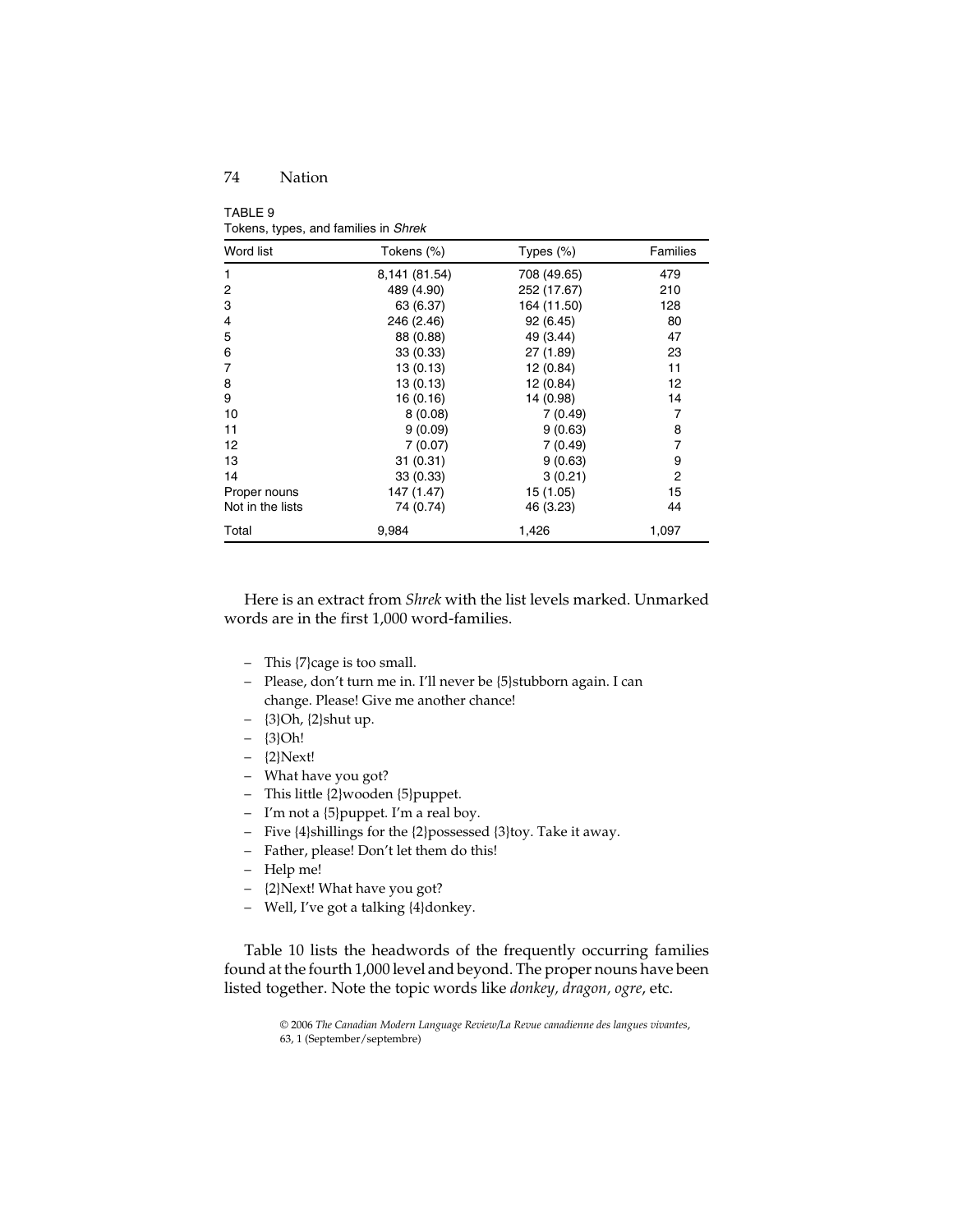TABLE 9
Tokens, types, and families in *Shrek*

| Word list | Tokens (%) | Types (%) | Families |
|---|---|---|---|
| 1 | 8,141 (81.54) | 708 (49.65) | 479 |
| 2 | 489 (4.90) | 252 (17.67) | 210 |
| 3 | 63 (6.37) | 164 (11.50) | 128 |
| 4 | 246 (2.46) | 92 (6.45) | 80 |
| 5 | 88 (0.88) | 49 (3.44) | 47 |
| 6 | 33 (0.33) | 27 (1.89) | 23 |
| 7 | 13 (0.13) | 12 (0.84) | 11 |
| 8 | 13 (0.13) | 12 (0.84) | 12 |
| 9 | 16 (0.16) | 14 (0.98) | 14 |
| 10 | 8 (0.08) | 7 (0.49) | 7 |
| 11 | 9 (0.09) | 9 (0.63) | 8 |
| 12 | 7 (0.07) | 7 (0.49) | 7 |
| 13 | 31 (0.31) | 9 (0.63) | 9 |
| 14 | 33 (0.33) | 3 (0.21) | 2 |
| Proper nouns | 147 (1.47) | 15 (1.05) | 15 |
| Not in the lists | 74 (0.74) | 46 (3.23) | 44 |
| Total | 9,984 | 1,426 | 1,097 |

Here is an extract from *Shrek* with the list levels marked. Unmarked words are in the first 1,000 word-families.

- This {7}cage is too small.
- Please, don't turn me in. I'll never be {5}stubborn again. I can change. Please! Give me another chance!
- {3}Oh, {2}shut up.
- {3}Oh!
- {2}Next!
- What have you got?
- This little {2}wooden {5}puppet.
- I'm not a {5}puppet. I'm a real boy.
- Five {4}shillings for the {2}possessed {3}toy. Take it away.
- Father, please! Don't let them do this!
- Help me!
- {2}Next! What have you got?
- Well, I've got a talking {4}donkey.

Table 10 lists the headwords of the frequently occurring families found at the fourth 1,000 level and beyond. The proper nouns have been listed together. Note the topic words like *donkey, dragon, ogre*, etc.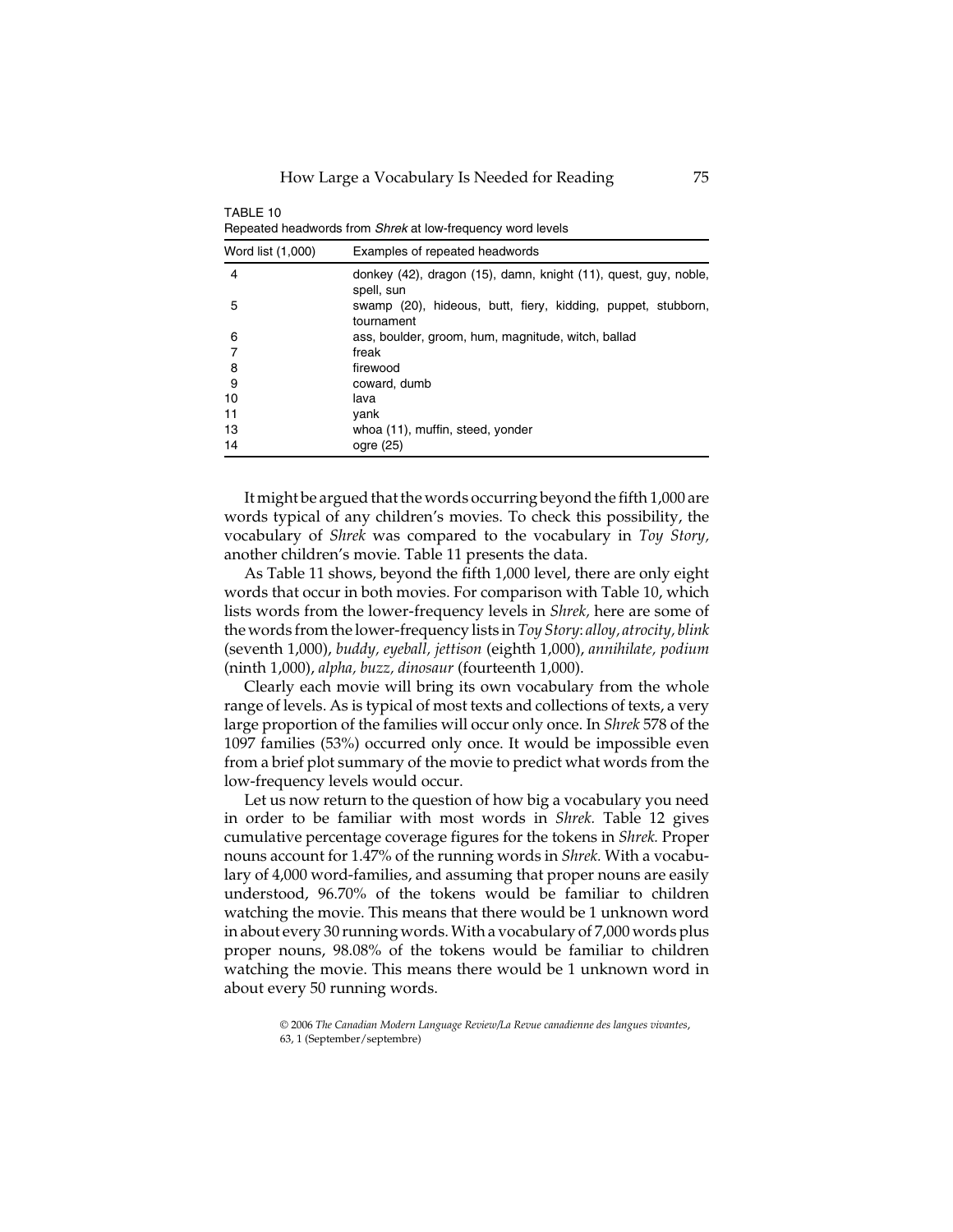TABLE 10
Repeated headwords from *Shrek* at low-frequency word levels

| Word list (1,000) | Examples of repeated headwords |
|---|---|
| 4 | donkey (42), dragon (15), damn, knight (11), quest, guy, noble, spell, sun |
| 5 | swamp (20), hideous, butt, fiery, kidding, puppet, stubborn, tournament |
| 6 | ass, boulder, groom, hum, magnitude, witch, ballad |
| 7 | freak |
| 8 | firewood |
| 9 | coward, dumb |
| 10 | lava |
| 11 | yank |
| 13 | whoa (11), muffin, steed, yonder |
| 14 | ogre (25) |

It might be argued that the words occurring beyond the fifth 1,000 are words typical of any children's movies. To check this possibility, the vocabulary of *Shrek* was compared to the vocabulary in *Toy Story,* another children's movie. Table 11 presents the data.

As Table 11 shows, beyond the fifth 1,000 level, there are only eight words that occur in both movies. For comparison with Table 10, which lists words from the lower-frequency levels in *Shrek,* here are some of the words from the lower-frequency lists in *Toy Story*: *alloy, atrocity, blink* (seventh 1,000), *buddy, eyeball, jettison* (eighth 1,000), *annihilate, podium* (ninth 1,000), *alpha, buzz, dinosaur* (fourteenth 1,000).

Clearly each movie will bring its own vocabulary from the whole range of levels. As is typical of most texts and collections of texts, a very large proportion of the families will occur only once. In *Shrek* 578 of the 1097 families (53%) occurred only once. It would be impossible even from a brief plot summary of the movie to predict what words from the low-frequency levels would occur.

Let us now return to the question of how big a vocabulary you need in order to be familiar with most words in *Shrek.* Table 12 gives cumulative percentage coverage figures for the tokens in *Shrek.* Proper nouns account for 1.47% of the running words in *Shrek.* With a vocabulary of 4,000 word-families, and assuming that proper nouns are easily understood, 96.70% of the tokens would be familiar to children watching the movie. This means that there would be 1 unknown word in about every 30 running words. With a vocabulary of 7,000 words plus proper nouns, 98.08% of the tokens would be familiar to children watching the movie. This means there would be 1 unknown word in about every 50 running words.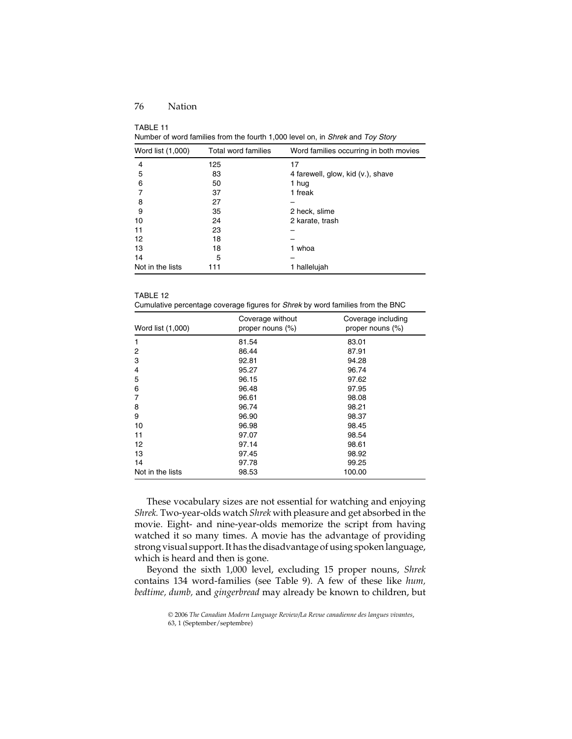TABLE 11

Number of word families from the fourth 1,000 level on, in *Shrek* and *Toy Story*

| Word list (1,000) | Total word families | Word families occurring in both movies |
|---|---|---|
| 4 | 125 | 17 |
| 5 | 83 | 4 farewell, glow, kid (v.), shave |
| 6 | 50 | 1 hug |
| 7 | 37 | 1 freak |
| 8 | 27 | – |
| 9 | 35 | 2 heck, slime |
| 10 | 24 | 2 karate, trash |
| 11 | 23 | – |
| 12 | 18 | – |
| 13 | 18 | 1 whoa |
| 14 | 5 | – |
| Not in the lists | 111 | 1 hallelujah |

TABLE 12

Cumulative percentage coverage figures for *Shrek* by word families from the BNC

| Word list (1,000) | Coverage without proper nouns (%) | Coverage including proper nouns (%) |
|---|---|---|
| 1 | 81.54 | 83.01 |
| 2 | 86.44 | 87.91 |
| 3 | 92.81 | 94.28 |
| 4 | 95.27 | 96.74 |
| 5 | 96.15 | 97.62 |
| 6 | 96.48 | 97.95 |
| 7 | 96.61 | 98.08 |
| 8 | 96.74 | 98.21 |
| 9 | 96.90 | 98.37 |
| 10 | 96.98 | 98.45 |
| 11 | 97.07 | 98.54 |
| 12 | 97.14 | 98.61 |
| 13 | 97.45 | 98.92 |
| 14 | 97.78 | 99.25 |
| Not in the lists | 98.53 | 100.00 |

These vocabulary sizes are not essential for watching and enjoying *Shrek.* Two-year-olds watch *Shrek* with pleasure and get absorbed in the movie. Eight- and nine-year-olds memorize the script from having watched it so many times. A movie has the advantage of providing strong visual support. It has the disadvantage of using spoken language, which is heard and then is gone.

Beyond the sixth 1,000 level, excluding 15 proper nouns, *Shrek* contains 134 word-families (see Table 9). A few of these like *hum, bedtime, dumb,* and *gingerbread* may already be known to children, but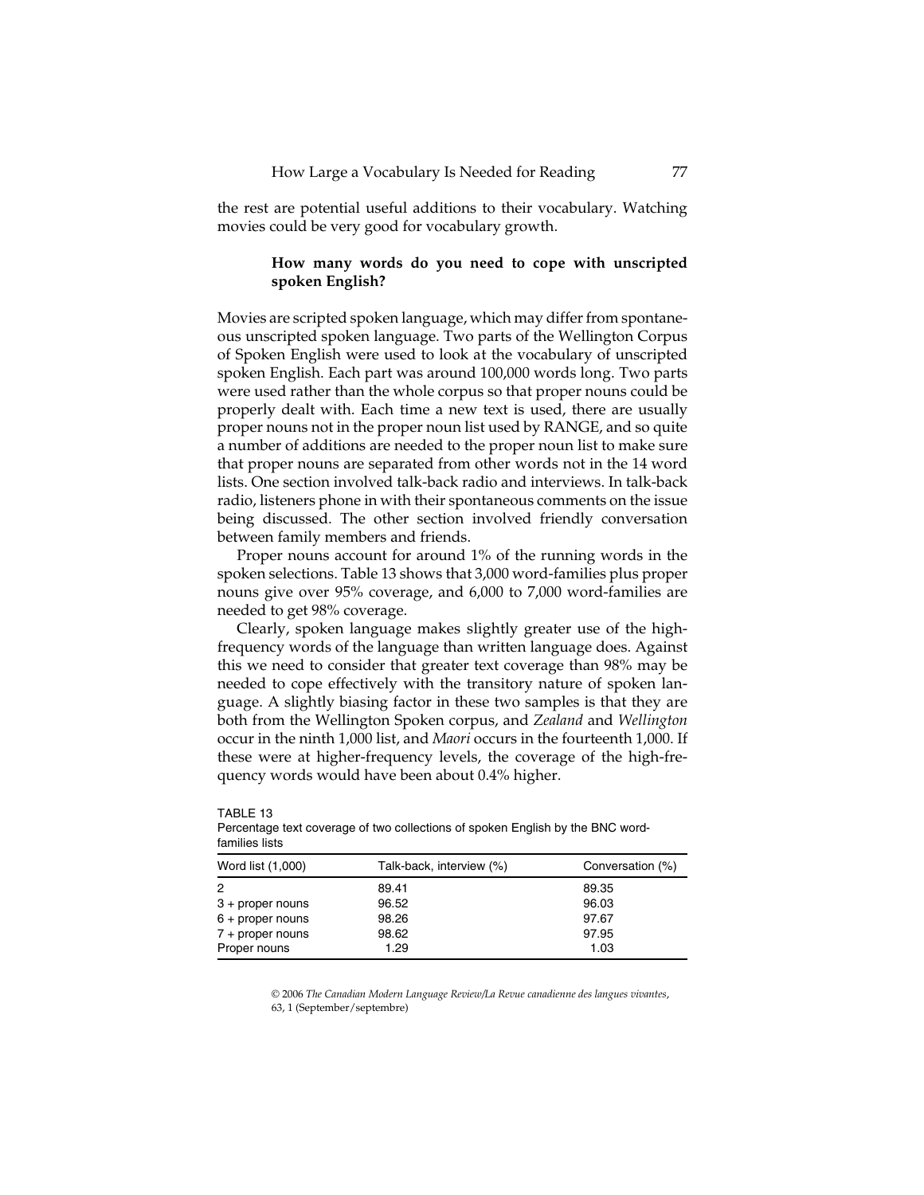the rest are potential useful additions to their vocabulary. Watching movies could be very good for vocabulary growth.

### How many words do you need to cope with unscripted spoken English?

Movies are scripted spoken language, which may differ from spontaneous unscripted spoken language. Two parts of the Wellington Corpus of Spoken English were used to look at the vocabulary of unscripted spoken English. Each part was around 100,000 words long. Two parts were used rather than the whole corpus so that proper nouns could be properly dealt with. Each time a new text is used, there are usually proper nouns not in the proper noun list used by RANGE, and so quite a number of additions are needed to the proper noun list to make sure that proper nouns are separated from other words not in the 14 word lists. One section involved talk-back radio and interviews. In talk-back radio, listeners phone in with their spontaneous comments on the issue being discussed. The other section involved friendly conversation between family members and friends.

Proper nouns account for around 1% of the running words in the spoken selections. Table 13 shows that 3,000 word-families plus proper nouns give over 95% coverage, and 6,000 to 7,000 word-families are needed to get 98% coverage.

Clearly, spoken language makes slightly greater use of the high-frequency words of the language than written language does. Against this we need to consider that greater text coverage than 98% may be needed to cope effectively with the transitory nature of spoken language. A slightly biasing factor in these two samples is that they are both from the Wellington Spoken corpus, and *Zealand* and *Wellington* occur in the ninth 1,000 list, and *Maori* occurs in the fourteenth 1,000. If these were at higher-frequency levels, the coverage of the high-frequency words would have been about 0.4% higher.

TABLE 13
Percentage text coverage of two collections of spoken English by the BNC word-families lists

| Word list (1,000) | Talk-back, interview (%) | Conversation (%) |
|---|---|---|
| 2 | 89.41 | 89.35 |
| 3 + proper nouns | 96.52 | 96.03 |
| 6 + proper nouns | 98.26 | 97.67 |
| 7 + proper nouns | 98.62 | 97.95 |
| Proper nouns | 1.29 | 1.03 |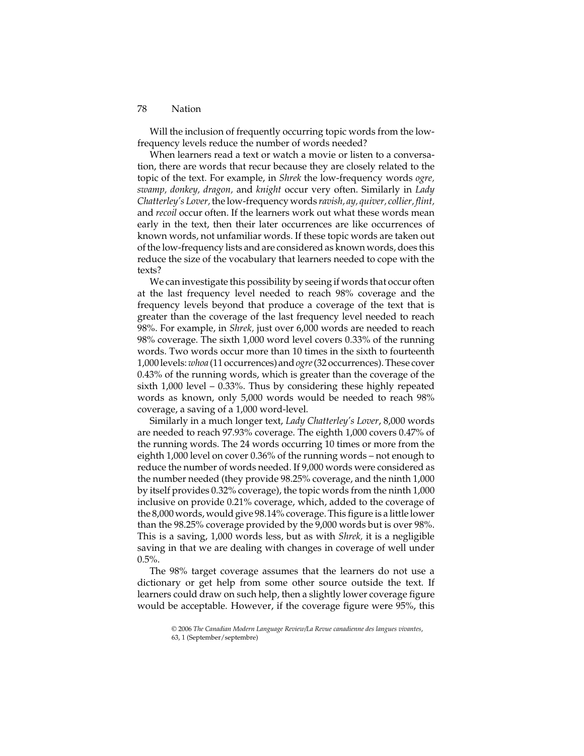Will the inclusion of frequently occurring topic words from the low-frequency levels reduce the number of words needed?

When learners read a text or watch a movie or listen to a conversation, there are words that recur because they are closely related to the topic of the text. For example, in *Shrek* the low-frequency words *ogre, swamp, donkey, dragon,* and *knight* occur very often. Similarly in *Lady Chatterley's Lover*, the low-frequency words *ravish, ay, quiver, collier, flint,* and *recoil* occur often. If the learners work out what these words mean early in the text, then their later occurrences are like occurrences of known words, not unfamiliar words. If these topic words are taken out of the low-frequency lists and are considered as known words, does this reduce the size of the vocabulary that learners needed to cope with the texts?

We can investigate this possibility by seeing if words that occur often at the last frequency level needed to reach 98% coverage and the frequency levels beyond that produce a coverage of the text that is greater than the coverage of the last frequency level needed to reach 98%. For example, in *Shrek*, just over 6,000 words are needed to reach 98% coverage. The sixth 1,000 word level covers 0.33% of the running words. Two words occur more than 10 times in the sixth to fourteenth 1,000 levels: *whoa* (11 occurrences) and *ogre* (32 occurrences). These cover 0.43% of the running words, which is greater than the coverage of the sixth 1,000 level – 0.33%. Thus by considering these highly repeated words as known, only 5,000 words would be needed to reach 98% coverage, a saving of a 1,000 word-level.

Similarly in a much longer text, *Lady Chatterley's Lover*, 8,000 words are needed to reach 97.93% coverage. The eighth 1,000 covers 0.47% of the running words. The 24 words occurring 10 times or more from the eighth 1,000 level on cover 0.36% of the running words – not enough to reduce the number of words needed. If 9,000 words were considered as the number needed (they provide 98.25% coverage, and the ninth 1,000 by itself provides 0.32% coverage), the topic words from the ninth 1,000 inclusive on provide 0.21% coverage, which, added to the coverage of the 8,000 words, would give 98.14% coverage. This figure is a little lower than the 98.25% coverage provided by the 9,000 words but is over 98%. This is a saving, 1,000 words less, but as with *Shrek*, it is a negligible saving in that we are dealing with changes in coverage of well under 0.5%.

The 98% target coverage assumes that the learners do not use a dictionary or get help from some other source outside the text. If learners could draw on such help, then a slightly lower coverage figure would be acceptable. However, if the coverage figure were 95%, this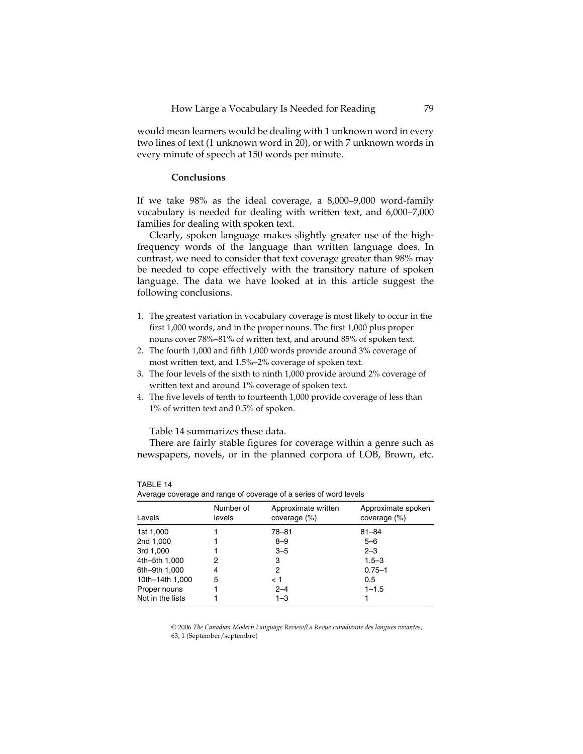would mean learners would be dealing with 1 unknown word in every two lines of text (1 unknown word in 20), or with 7 unknown words in every minute of speech at 150 words per minute.

### Conclusions

If we take 98% as the ideal coverage, a 8,000–9,000 word-family vocabulary is needed for dealing with written text, and 6,000–7,000 families for dealing with spoken text.

Clearly, spoken language makes slightly greater use of the high-frequency words of the language than written language does. In contrast, we need to consider that text coverage greater than 98% may be needed to cope effectively with the transitory nature of spoken language. The data we have looked at in this article suggest the following conclusions.

1. The greatest variation in vocabulary coverage is most likely to occur in the first 1,000 words, and in the proper nouns. The first 1,000 plus proper nouns cover 78%–81% of written text, and around 85% of spoken text.
2. The fourth 1,000 and fifth 1,000 words provide around 3% coverage of most written text, and 1.5%–2% coverage of spoken text.
3. The four levels of the sixth to ninth 1,000 provide around 2% coverage of written text and around 1% coverage of spoken text.
4. The five levels of tenth to fourteenth 1,000 provide coverage of less than 1% of written text and 0.5% of spoken.

Table 14 summarizes these data.

There are fairly stable figures for coverage within a genre such as newspapers, novels, or in the planned corpora of LOB, Brown, etc.

TABLE 14
Average coverage and range of coverage of a series of word levels

| Levels | Number of levels | Approximate written coverage (%) | Approximate spoken coverage (%) |
|---|---|---|---|
| 1st 1,000 | 1 | 78–81 | 81–84 |
| 2nd 1,000 | 1 | 8–9 | 5–6 |
| 3rd 1,000 | 1 | 3–5 | 2–3 |
| 4th–5th 1,000 | 2 | 3 | 1.5–3 |
| 6th–9th 1,000 | 4 | 2 | 0.75–1 |
| 10th–14th 1,000 | 5 | < 1 | 0.5 |
| Proper nouns | 1 | 2–4 | 1–1.5 |
| Not in the lists | 1 | 1–3 | 1 |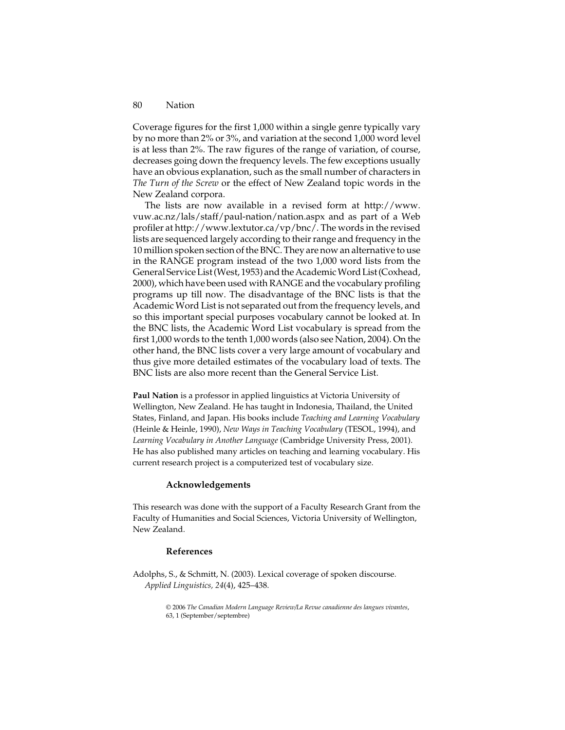Coverage figures for the first 1,000 within a single genre typically vary by no more than 2% or 3%, and variation at the second 1,000 word level is at less than 2%. The raw figures of the range of variation, of course, decreases going down the frequency levels. The few exceptions usually have an obvious explanation, such as the small number of characters in *The Turn of the Screw* or the effect of New Zealand topic words in the New Zealand corpora.

The lists are now available in a revised form at http://www.vuw.ac.nz/lals/staff/paul-nation/nation.aspx and as part of a Web profiler at http://www.lextutor.ca/vp/bnc/. The words in the revised lists are sequenced largely according to their range and frequency in the 10 million spoken section of the BNC. They are now an alternative to use in the RANGE program instead of the two 1,000 word lists from the General Service List (West, 1953) and the Academic Word List (Coxhead, 2000), which have been used with RANGE and the vocabulary profiling programs up till now. The disadvantage of the BNC lists is that the Academic Word List is not separated out from the frequency levels, and so this important special purposes vocabulary cannot be looked at. In the BNC lists, the Academic Word List vocabulary is spread from the first 1,000 words to the tenth 1,000 words (also see Nation, 2004). On the other hand, the BNC lists cover a very large amount of vocabulary and thus give more detailed estimates of the vocabulary load of texts. The BNC lists are also more recent than the General Service List.

**Paul Nation** is a professor in applied linguistics at Victoria University of Wellington, New Zealand. He has taught in Indonesia, Thailand, the United States, Finland, and Japan. His books include *Teaching and Learning Vocabulary* (Heinle & Heinle, 1990), *New Ways in Teaching Vocabulary* (TESOL, 1994), and *Learning Vocabulary in Another Language* (Cambridge University Press, 2001). He has also published many articles on teaching and learning vocabulary. His current research project is a computerized test of vocabulary size.

## Acknowledgements

This research was done with the support of a Faculty Research Grant from the Faculty of Humanities and Social Sciences, Victoria University of Wellington, New Zealand.

## References

Adolphs, S., & Schmitt, N. (2003). Lexical coverage of spoken discourse. *Applied Linguistics, 24*(4), 425–438.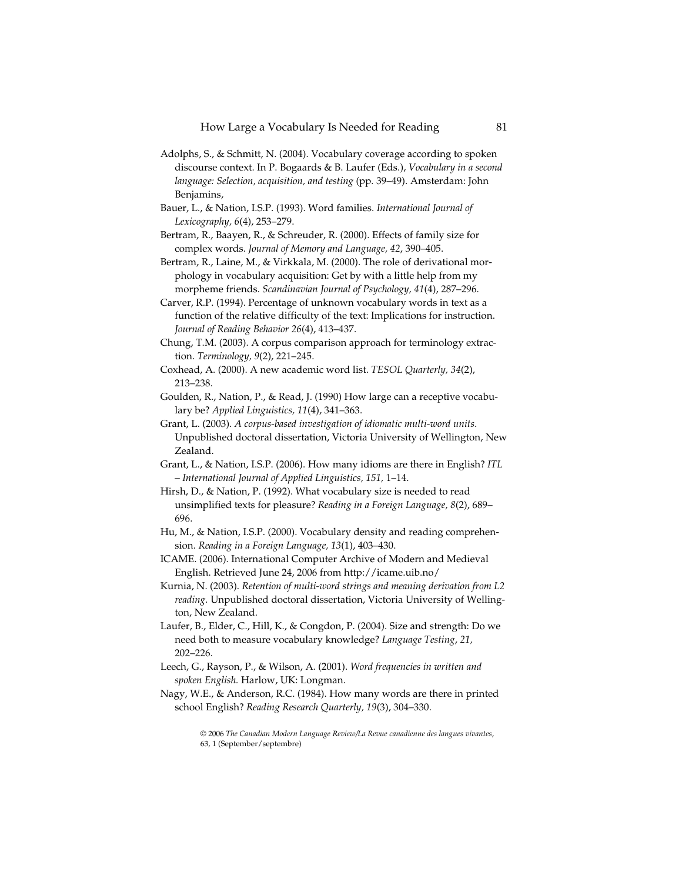Adolphs, S., & Schmitt, N. (2004). Vocabulary coverage according to spoken discourse context. In P. Bogaards & B. Laufer (Eds.), *Vocabulary in a second language: Selection, acquisition, and testing* (pp. 39–49). Amsterdam: John Benjamins,

Bauer, L., & Nation, I.S.P. (1993). Word families. *International Journal of Lexicography, 6*(4), 253–279.

Bertram, R., Baayen, R., & Schreuder, R. (2000). Effects of family size for complex words. *Journal of Memory and Language, 42*, 390–405.

Bertram, R., Laine, M., & Virkkala, M. (2000). The role of derivational morphology in vocabulary acquisition: Get by with a little help from my morpheme friends. *Scandinavian Journal of Psychology, 41*(4), 287–296.

Carver, R.P. (1994). Percentage of unknown vocabulary words in text as a function of the relative difficulty of the text: Implications for instruction. *Journal of Reading Behavior 26*(4), 413–437.

Chung, T.M. (2003). A corpus comparison approach for terminology extraction. *Terminology, 9*(2), 221–245.

Coxhead, A. (2000). A new academic word list. *TESOL Quarterly, 34*(2), 213–238.

Goulden, R., Nation, P., & Read, J. (1990) How large can a receptive vocabulary be? *Applied Linguistics, 11*(4), 341–363.

Grant, L. (2003). *A corpus-based investigation of idiomatic multi-word units.* Unpublished doctoral dissertation, Victoria University of Wellington, New Zealand.

Grant, L., & Nation, I.S.P. (2006). How many idioms are there in English? *ITL – International Journal of Applied Linguistics, 151,* 1–14.

Hirsh, D., & Nation, P. (1992). What vocabulary size is needed to read unsimplified texts for pleasure? *Reading in a Foreign Language, 8*(2), 689–696.

Hu, M., & Nation, I.S.P. (2000). Vocabulary density and reading comprehension. *Reading in a Foreign Language, 13*(1), 403–430.

ICAME. (2006). International Computer Archive of Modern and Medieval English. Retrieved June 24, 2006 from http://icame.uib.no/

Kurnia, N. (2003). *Retention of multi-word strings and meaning derivation from L2 reading.* Unpublished doctoral dissertation, Victoria University of Wellington, New Zealand.

Laufer, B., Elder, C., Hill, K., & Congdon, P. (2004). Size and strength: Do we need both to measure vocabulary knowledge? *Language Testing*, *21,* 202–226.

Leech, G., Rayson, P., & Wilson, A. (2001). *Word frequencies in written and spoken English.* Harlow, UK: Longman.

Nagy, W.E., & Anderson, R.C. (1984). How many words are there in printed school English? *Reading Research Quarterly, 19*(3), 304–330.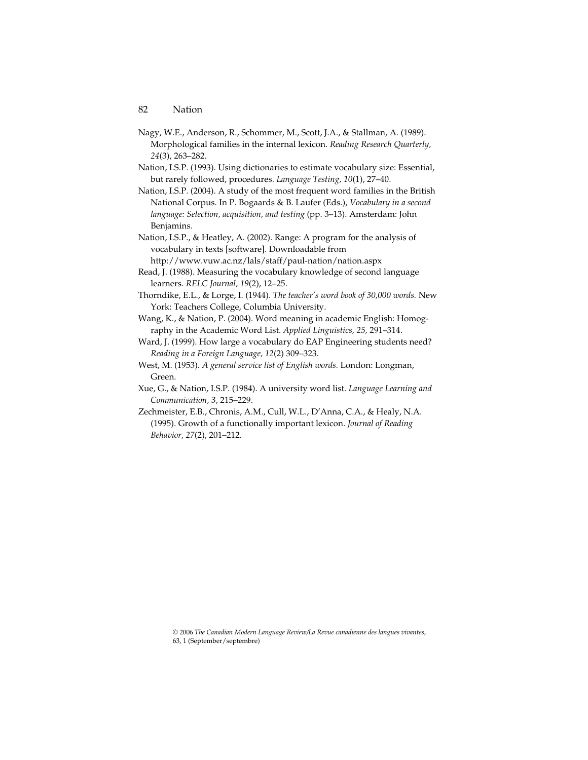Nagy, W.E., Anderson, R., Schommer, M., Scott, J.A., & Stallman, A. (1989). Morphological families in the internal lexicon. *Reading Research Quarterly, 24*(3), 263–282.

Nation, I.S.P. (1993). Using dictionaries to estimate vocabulary size: Essential, but rarely followed, procedures. *Language Testing, 10*(1), 27–40.

Nation, I.S.P. (2004). A study of the most frequent word families in the British National Corpus. In P. Bogaards & B. Laufer (Eds.), *Vocabulary in a second language: Selection, acquisition, and testing* (pp. 3–13). Amsterdam: John Benjamins.

Nation, I.S.P., & Heatley, A. (2002). Range: A program for the analysis of vocabulary in texts [software]. Downloadable from http://www.vuw.ac.nz/lals/staff/paul-nation/nation.aspx

Read, J. (1988). Measuring the vocabulary knowledge of second language learners. *RELC Journal, 19*(2), 12–25.

Thorndike, E.L., & Lorge, I. (1944). *The teacher's word book of 30,000 words.* New York: Teachers College, Columbia University.

Wang, K., & Nation, P. (2004). Word meaning in academic English: Homography in the Academic Word List. *Applied Linguistics, 25,* 291–314.

Ward, J. (1999). How large a vocabulary do EAP Engineering students need? *Reading in a Foreign Language, 12*(2) 309–323.

West, M. (1953). *A general service list of English words.* London: Longman, Green.

Xue, G., & Nation, I.S.P. (1984). A university word list. *Language Learning and Communication, 3*, 215–229.

Zechmeister, E.B., Chronis, A.M., Cull, W.L., D'Anna, C.A., & Healy, N.A. (1995). Growth of a functionally important lexicon. *Journal of Reading Behavior, 27*(2), 201–212.